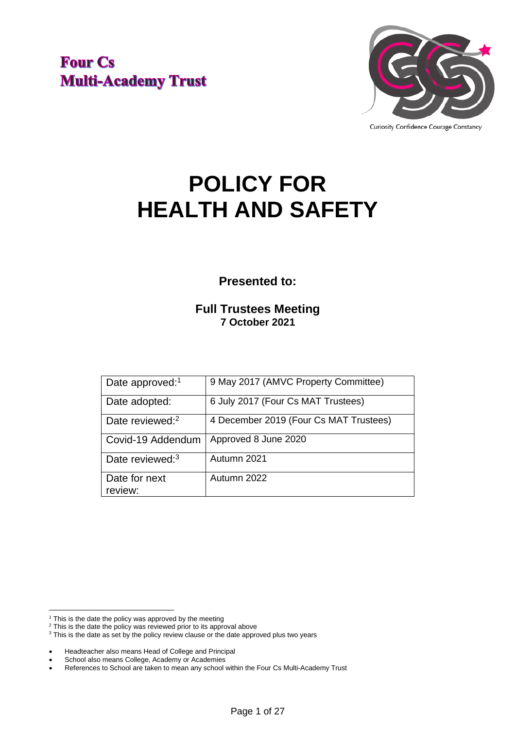**Four Cs**
**Multi-Academy Trust**

Curiosity Confidence Courage Constancy

# POLICY FOR HEALTH AND SAFETY

**Presented to:**

**Full Trustees Meeting**
**7 October 2021**

| Date approved:[1] | 9 May 2017 (AMVC Property Committee) |
| --- | --- |
| Date adopted: | 6 July 2017 (Four Cs MAT Trustees) |
| Date reviewed:[2] | 4 December 2019 (Four Cs MAT Trustees) |
| Covid-19 Addendum | Approved 8 June 2020 |
| Date reviewed:[3] | Autumn 2021 |
| Date for next review: | Autumn 2022 |

[1] This is the date the policy was approved by the meeting
[2] This is the date the policy was reviewed prior to its approval above
[3] This is the date as set by the policy review clause or the date approved plus two years

- Headteacher also means Head of College and Principal
- School also means College, Academy or Academies
- References to School are taken to mean any school within the Four Cs Multi-Academy Trust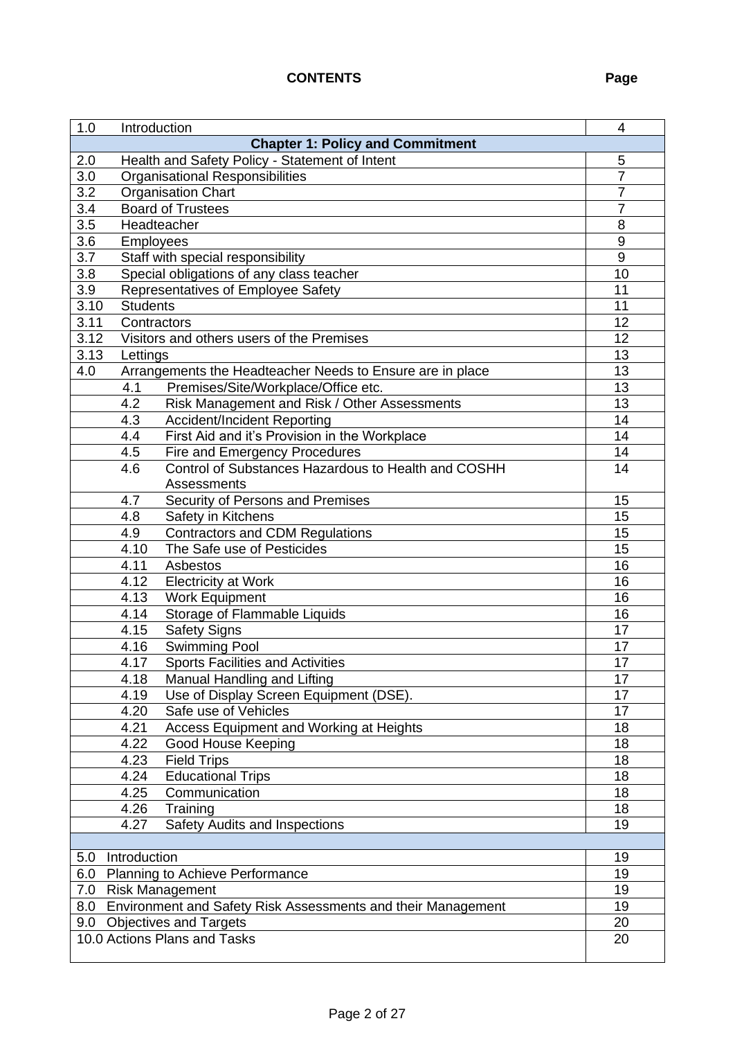**CONTENTS** **Page**

| | | |
|---|---|---|
| 1.0 | Introduction | 4 |
| | **Chapter 1: Policy and Commitment** | |
| 2.0 | Health and Safety Policy - Statement of Intent | 5 |
| 3.0 | Organisational Responsibilities | 7 |
| 3.2 | Organisation Chart | 7 |
| 3.4 | Board of Trustees | 7 |
| 3.5 | Headteacher | 8 |
| 3.6 | Employees | 9 |
| 3.7 | Staff with special responsibility | 9 |
| 3.8 | Special obligations of any class teacher | 10 |
| 3.9 | Representatives of Employee Safety | 11 |
| 3.10 | Students | 11 |
| 3.11 | Contractors | 12 |
| 3.12 | Visitors and others users of the Premises | 12 |
| 3.13 | Lettings | 13 |
| 4.0 | Arrangements the Headteacher Needs to Ensure are in place | 13 |
| | 4.1 Premises/Site/Workplace/Office etc. | 13 |
| | 4.2 Risk Management and Risk / Other Assessments | 13 |
| | 4.3 Accident/Incident Reporting | 14 |
| | 4.4 First Aid and it's Provision in the Workplace | 14 |
| | 4.5 Fire and Emergency Procedures | 14 |
| | 4.6 Control of Substances Hazardous to Health and COSHH Assessments | 14 |
| | 4.7 Security of Persons and Premises | 15 |
| | 4.8 Safety in Kitchens | 15 |
| | 4.9 Contractors and CDM Regulations | 15 |
| | 4.10 The Safe use of Pesticides | 15 |
| | 4.11 Asbestos | 16 |
| | 4.12 Electricity at Work | 16 |
| | 4.13 Work Equipment | 16 |
| | 4.14 Storage of Flammable Liquids | 16 |
| | 4.15 Safety Signs | 17 |
| | 4.16 Swimming Pool | 17 |
| | 4.17 Sports Facilities and Activities | 17 |
| | 4.18 Manual Handling and Lifting | 17 |
| | 4.19 Use of Display Screen Equipment (DSE). | 17 |
| | 4.20 Safe use of Vehicles | 17 |
| | 4.21 Access Equipment and Working at Heights | 18 |
| | 4.22 Good House Keeping | 18 |
| | 4.23 Field Trips | 18 |
| | 4.24 Educational Trips | 18 |
| | 4.25 Communication | 18 |
| | 4.26 Training | 18 |
| | 4.27 Safety Audits and Inspections | 19 |
| | | |
| 5.0 | Introduction | 19 |
| 6.0 | Planning to Achieve Performance | 19 |
| 7.0 | Risk Management | 19 |
| 8.0 | Environment and Safety Risk Assessments and their Management | 19 |
| 9.0 | Objectives and Targets | 20 |
| 10.0 | Actions Plans and Tasks | 20 |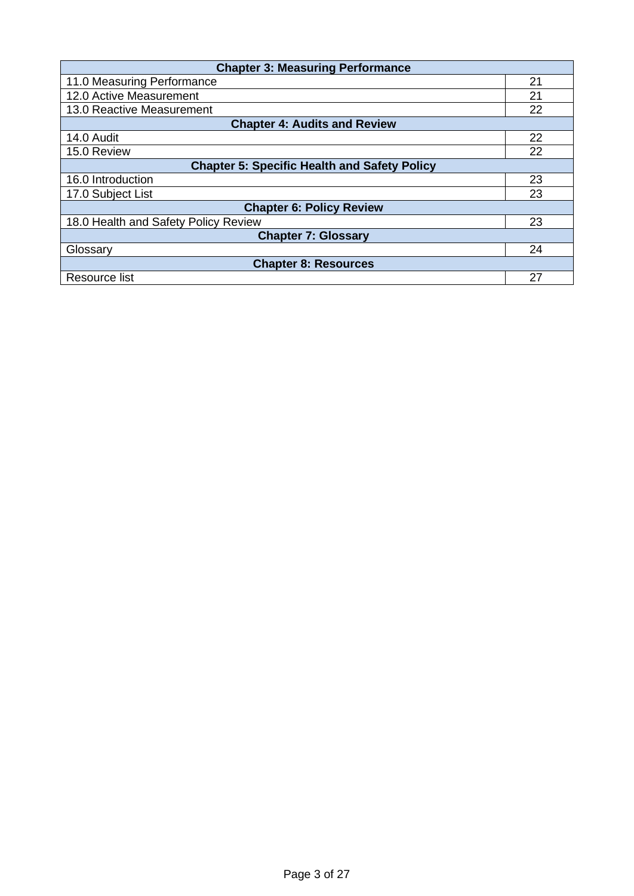| Chapter 3: Measuring Performance | |
|---|---|
| 11.0 Measuring Performance | 21 |
| 12.0 Active Measurement | 21 |
| 13.0 Reactive Measurement | 22 |
| **Chapter 4: Audits and Review** | |
| 14.0 Audit | 22 |
| 15.0 Review | 22 |
| **Chapter 5: Specific Health and Safety Policy** | |
| 16.0 Introduction | 23 |
| 17.0 Subject List | 23 |
| **Chapter 6: Policy Review** | |
| 18.0 Health and Safety Policy Review | 23 |
| **Chapter 7: Glossary** | |
| Glossary | 24 |
| **Chapter 8: Resources** | |
| Resource list | 27 |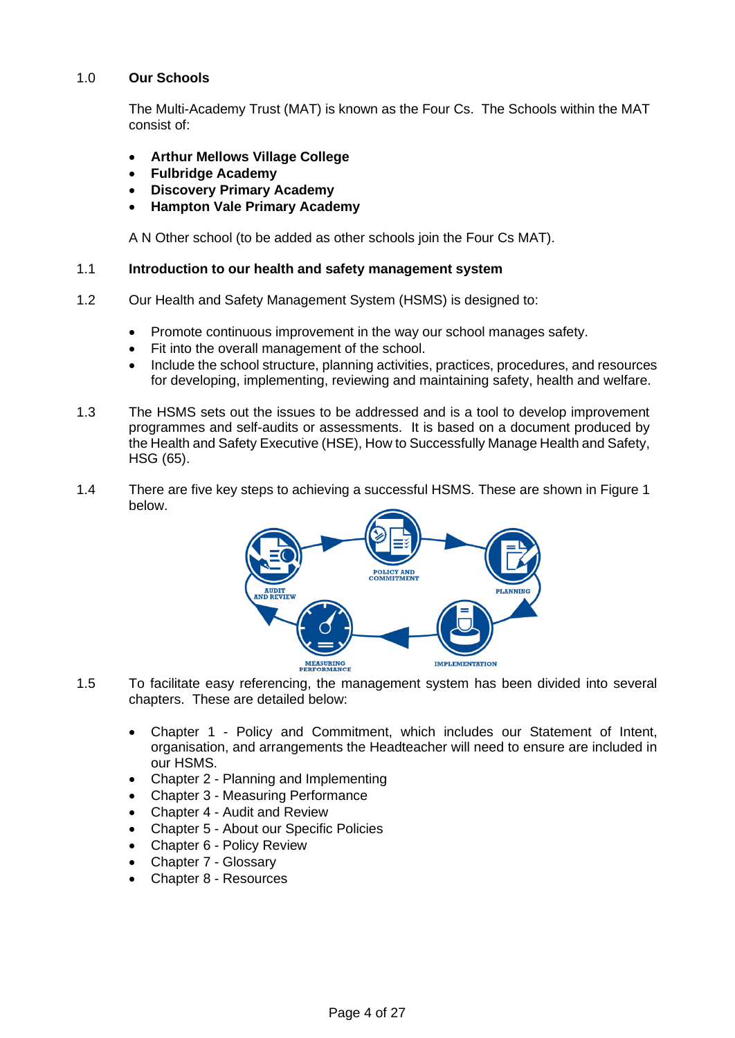## 1.0 Our Schools

The Multi-Academy Trust (MAT) is known as the Four Cs. The Schools within the MAT consist of:

- **Arthur Mellows Village College**
- **Fulbridge Academy**
- **Discovery Primary Academy**
- **Hampton Vale Primary Academy**

A N Other school (to be added as other schools join the Four Cs MAT).

## 1.1 Introduction to our health and safety management system

1.2 Our Health and Safety Management System (HSMS) is designed to:

- Promote continuous improvement in the way our school manages safety.
- Fit into the overall management of the school.
- Include the school structure, planning activities, practices, procedures, and resources for developing, implementing, reviewing and maintaining safety, health and welfare.

1.3 The HSMS sets out the issues to be addressed and is a tool to develop improvement programmes and self-audits or assessments. It is based on a document produced by the Health and Safety Executive (HSE), How to Successfully Manage Health and Safety, HSG (65).

1.4 There are five key steps to achieving a successful HSMS. These are shown in Figure 1 below.

POLICY AND COMMITMENT → PLANNING → IMPLEMENTATION → MEASURING PERFORMANCE → AUDIT AND REVIEW

1.5 To facilitate easy referencing, the management system has been divided into several chapters. These are detailed below:

- Chapter 1 - Policy and Commitment, which includes our Statement of Intent, organisation, and arrangements the Headteacher will need to ensure are included in our HSMS.
- Chapter 2 - Planning and Implementing
- Chapter 3 - Measuring Performance
- Chapter 4 - Audit and Review
- Chapter 5 - About our Specific Policies
- Chapter 6 - Policy Review
- Chapter 7 - Glossary
- Chapter 8 - Resources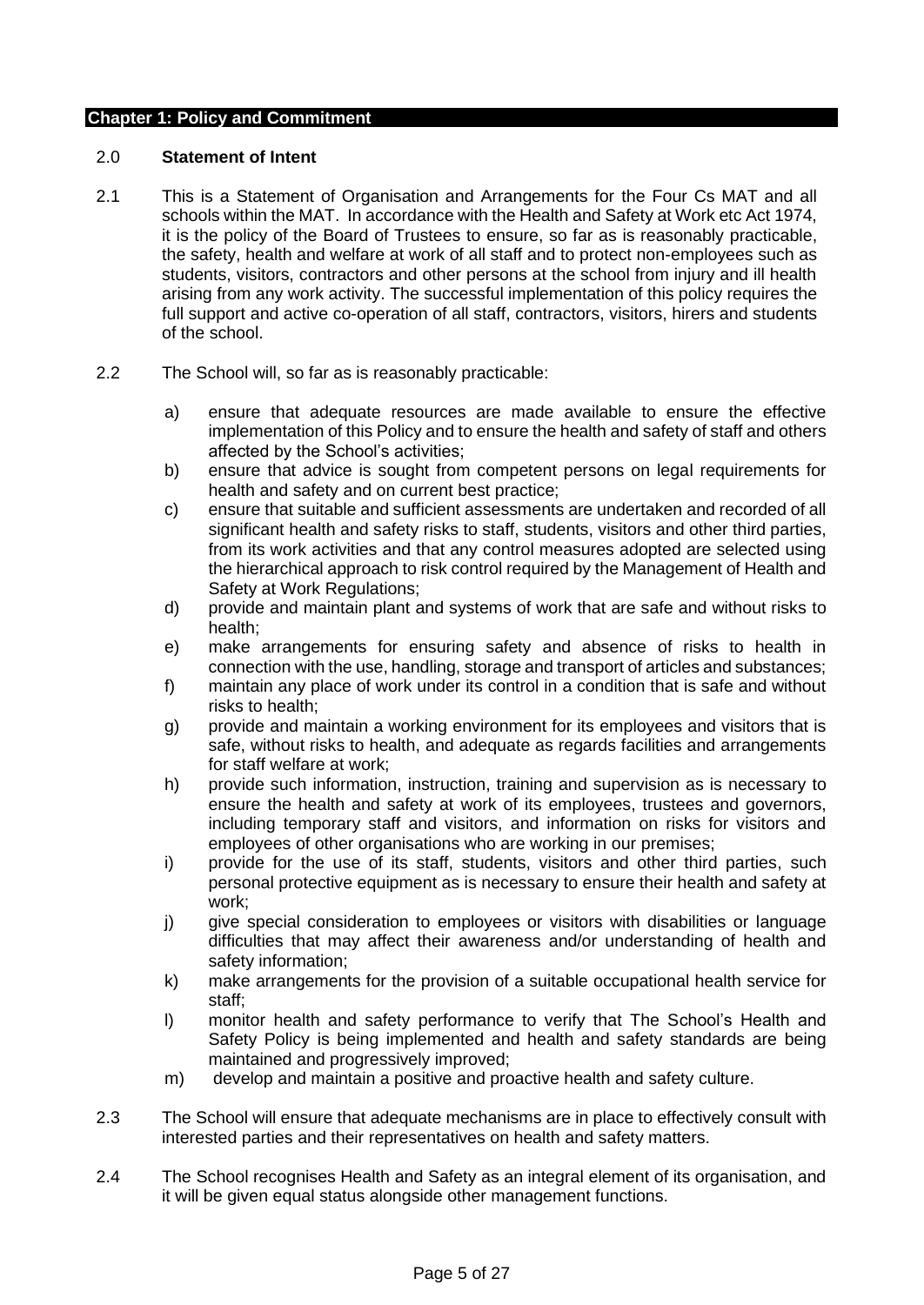## Chapter 1: Policy and Commitment

### 2.0 Statement of Intent

2.1 This is a Statement of Organisation and Arrangements for the Four Cs MAT and all schools within the MAT. In accordance with the Health and Safety at Work etc Act 1974, it is the policy of the Board of Trustees to ensure, so far as is reasonably practicable, the safety, health and welfare at work of all staff and to protect non-employees such as students, visitors, contractors and other persons at the school from injury and ill health arising from any work activity. The successful implementation of this policy requires the full support and active co-operation of all staff, contractors, visitors, hirers and students of the school.

2.2 The School will, so far as is reasonably practicable:

a) ensure that adequate resources are made available to ensure the effective implementation of this Policy and to ensure the health and safety of staff and others affected by the School's activities;
b) ensure that advice is sought from competent persons on legal requirements for health and safety and on current best practice;
c) ensure that suitable and sufficient assessments are undertaken and recorded of all significant health and safety risks to staff, students, visitors and other third parties, from its work activities and that any control measures adopted are selected using the hierarchical approach to risk control required by the Management of Health and Safety at Work Regulations;
d) provide and maintain plant and systems of work that are safe and without risks to health;
e) make arrangements for ensuring safety and absence of risks to health in connection with the use, handling, storage and transport of articles and substances;
f) maintain any place of work under its control in a condition that is safe and without risks to health;
g) provide and maintain a working environment for its employees and visitors that is safe, without risks to health, and adequate as regards facilities and arrangements for staff welfare at work;
h) provide such information, instruction, training and supervision as is necessary to ensure the health and safety at work of its employees, trustees and governors, including temporary staff and visitors, and information on risks for visitors and employees of other organisations who are working in our premises;
i) provide for the use of its staff, students, visitors and other third parties, such personal protective equipment as is necessary to ensure their health and safety at work;
j) give special consideration to employees or visitors with disabilities or language difficulties that may affect their awareness and/or understanding of health and safety information;
k) make arrangements for the provision of a suitable occupational health service for staff;
l) monitor health and safety performance to verify that The School's Health and Safety Policy is being implemented and health and safety standards are being maintained and progressively improved;
m) develop and maintain a positive and proactive health and safety culture.

2.3 The School will ensure that adequate mechanisms are in place to effectively consult with interested parties and their representatives on health and safety matters.

2.4 The School recognises Health and Safety as an integral element of its organisation, and it will be given equal status alongside other management functions.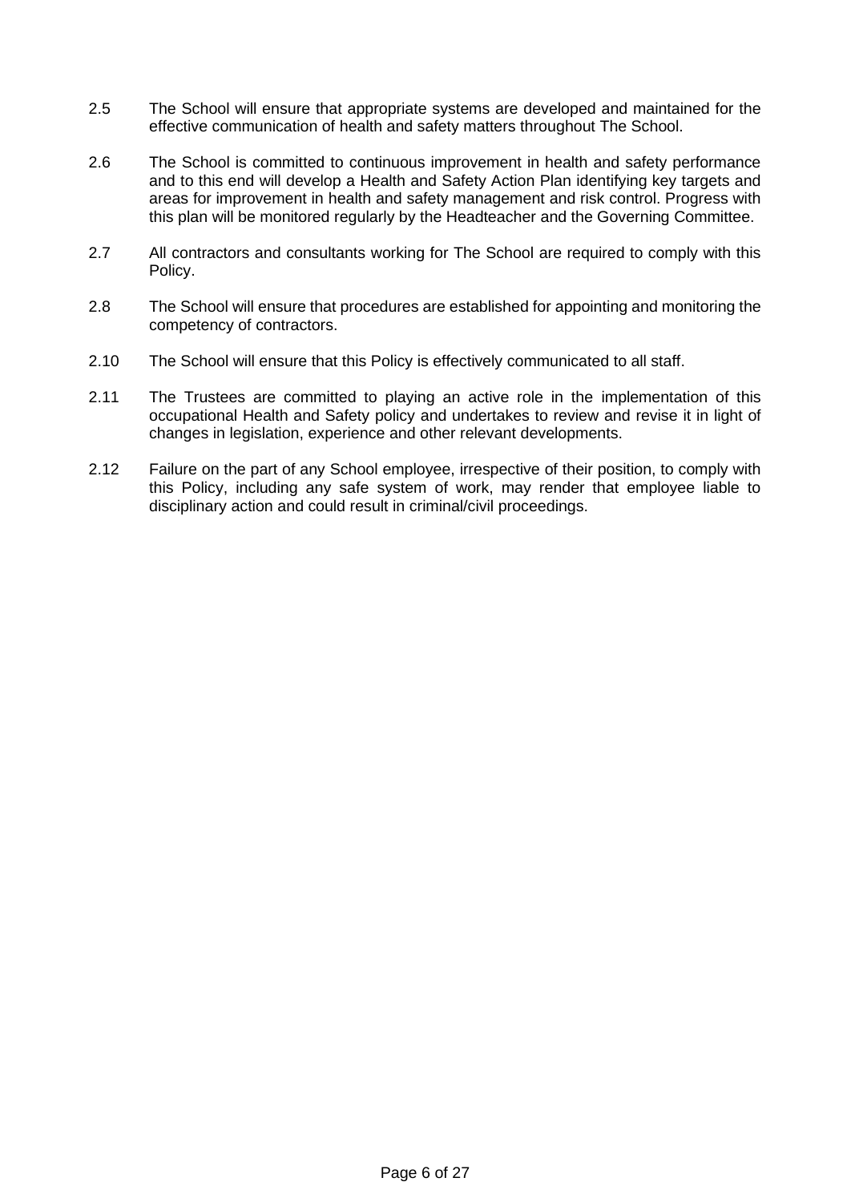2.5 The School will ensure that appropriate systems are developed and maintained for the effective communication of health and safety matters throughout The School.

2.6 The School is committed to continuous improvement in health and safety performance and to this end will develop a Health and Safety Action Plan identifying key targets and areas for improvement in health and safety management and risk control. Progress with this plan will be monitored regularly by the Headteacher and the Governing Committee.

2.7 All contractors and consultants working for The School are required to comply with this Policy.

2.8 The School will ensure that procedures are established for appointing and monitoring the competency of contractors.

2.10 The School will ensure that this Policy is effectively communicated to all staff.

2.11 The Trustees are committed to playing an active role in the implementation of this occupational Health and Safety policy and undertakes to review and revise it in light of changes in legislation, experience and other relevant developments.

2.12 Failure on the part of any School employee, irrespective of their position, to comply with this Policy, including any safe system of work, may render that employee liable to disciplinary action and could result in criminal/civil proceedings.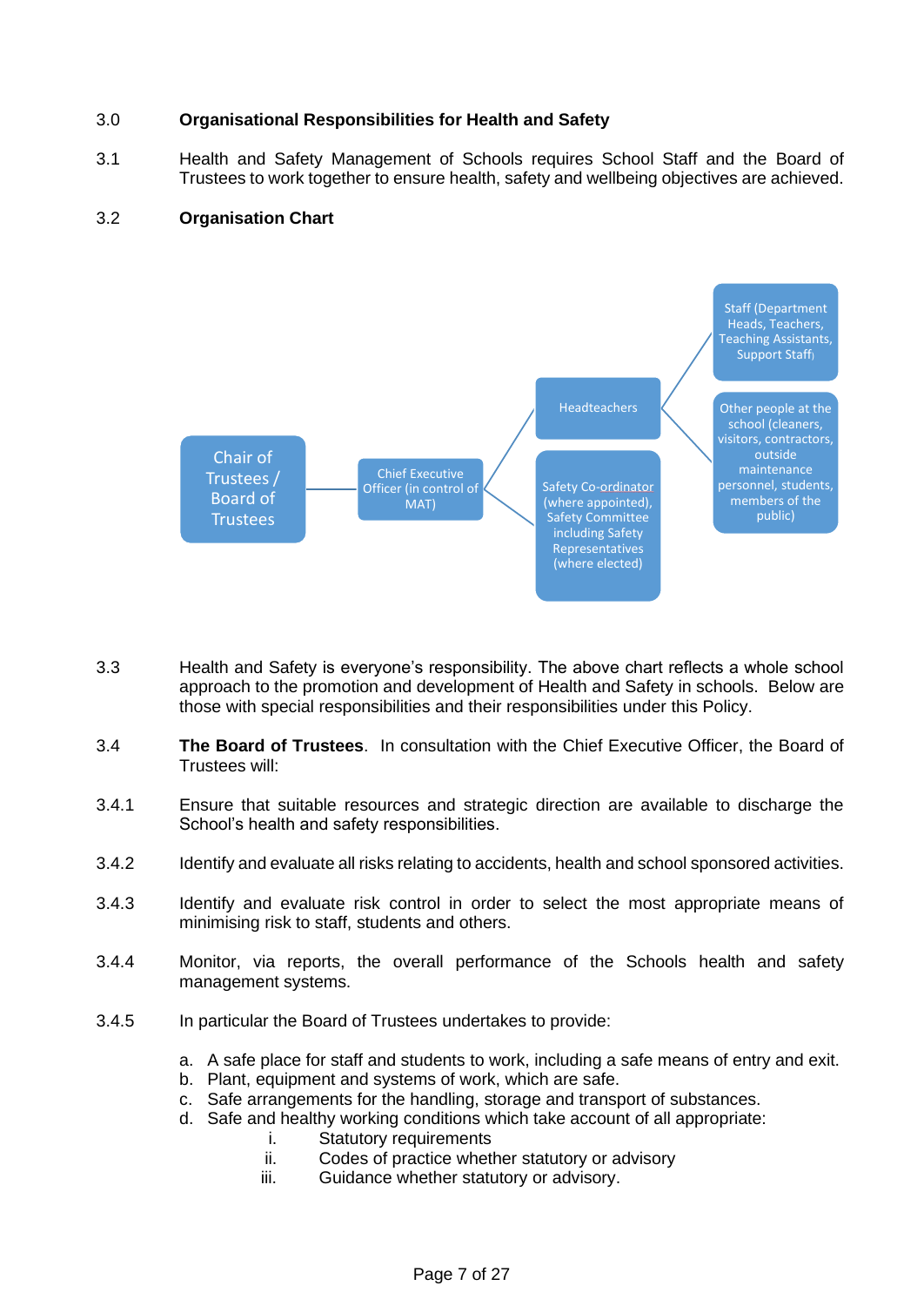## 3.0 Organisational Responsibilities for Health and Safety

3.1 Health and Safety Management of Schools requires School Staff and the Board of Trustees to work together to ensure health, safety and wellbeing objectives are achieved.

### 3.2 Organisation Chart

- Chair of Trustees / Board of Trustees
  - Chief Executive Officer (in control of MAT)
    - Headteachers
      - Staff (Department Heads, Teachers, Teaching Assistants, Support Staff)
      - Other people at the school (cleaners, visitors, contractors, outside maintenance personnel, students, members of the public)
    - Safety Co-ordinator (where appointed), Safety Committee including Safety Representatives (where elected)

3.3 Health and Safety is everyone's responsibility. The above chart reflects a whole school approach to the promotion and development of Health and Safety in schools. Below are those with special responsibilities and their responsibilities under this Policy.

3.4 **The Board of Trustees**. In consultation with the Chief Executive Officer, the Board of Trustees will:

3.4.1 Ensure that suitable resources and strategic direction are available to discharge the School's health and safety responsibilities.

3.4.2 Identify and evaluate all risks relating to accidents, health and school sponsored activities.

3.4.3 Identify and evaluate risk control in order to select the most appropriate means of minimising risk to staff, students and others.

3.4.4 Monitor, via reports, the overall performance of the Schools health and safety management systems.

3.4.5 In particular the Board of Trustees undertakes to provide:

a. A safe place for staff and students to work, including a safe means of entry and exit.
b. Plant, equipment and systems of work, which are safe.
c. Safe arrangements for the handling, storage and transport of substances.
d. Safe and healthy working conditions which take account of all appropriate:
   i. Statutory requirements
   ii. Codes of practice whether statutory or advisory
   iii. Guidance whether statutory or advisory.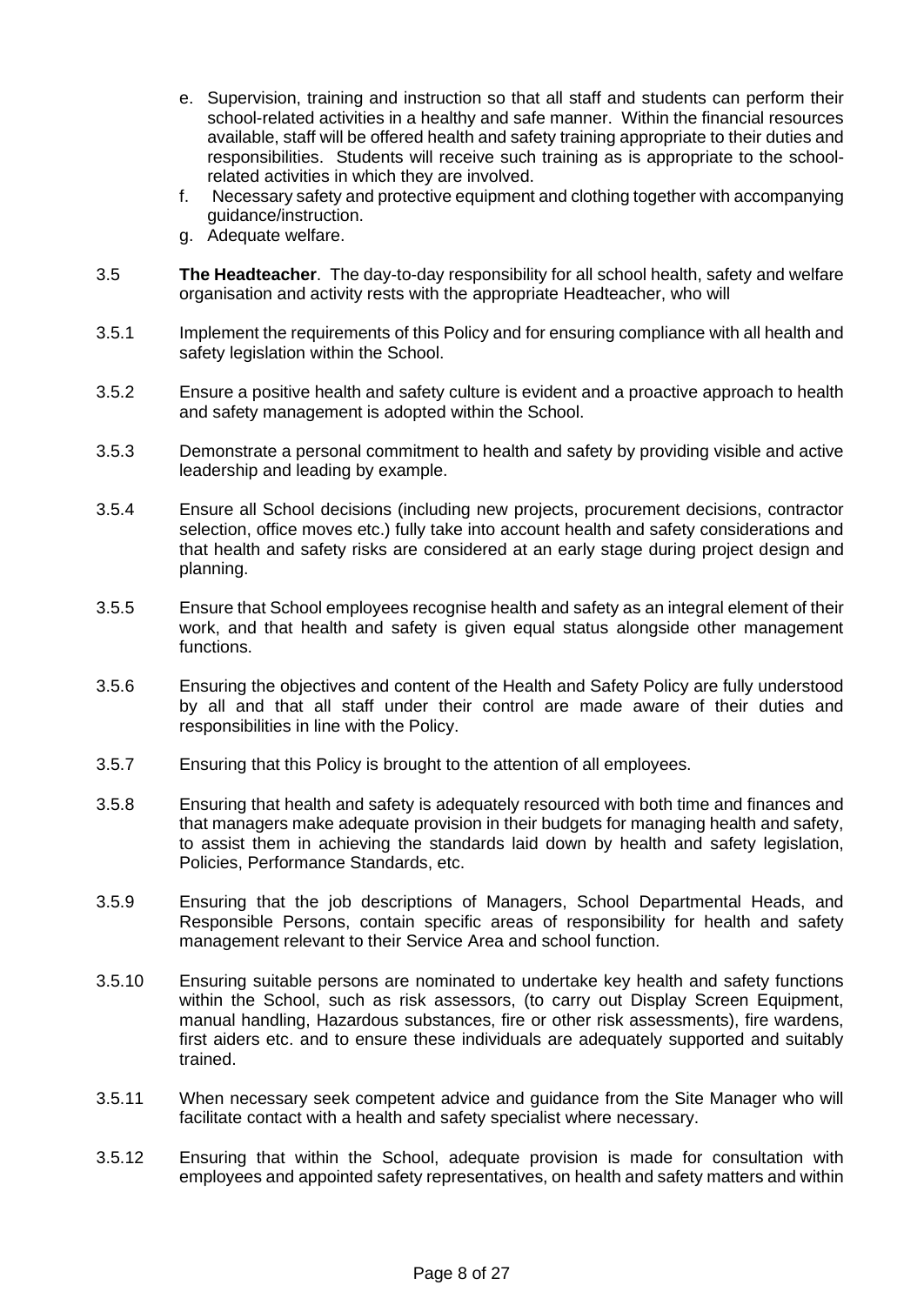e. Supervision, training and instruction so that all staff and students can perform their school-related activities in a healthy and safe manner. Within the financial resources available, staff will be offered health and safety training appropriate to their duties and responsibilities. Students will receive such training as is appropriate to the school-related activities in which they are involved.
f. Necessary safety and protective equipment and clothing together with accompanying guidance/instruction.
g. Adequate welfare.

3.5 **The Headteacher**. The day-to-day responsibility for all school health, safety and welfare organisation and activity rests with the appropriate Headteacher, who will

3.5.1 Implement the requirements of this Policy and for ensuring compliance with all health and safety legislation within the School.

3.5.2 Ensure a positive health and safety culture is evident and a proactive approach to health and safety management is adopted within the School.

3.5.3 Demonstrate a personal commitment to health and safety by providing visible and active leadership and leading by example.

3.5.4 Ensure all School decisions (including new projects, procurement decisions, contractor selection, office moves etc.) fully take into account health and safety considerations and that health and safety risks are considered at an early stage during project design and planning.

3.5.5 Ensure that School employees recognise health and safety as an integral element of their work, and that health and safety is given equal status alongside other management functions.

3.5.6 Ensuring the objectives and content of the Health and Safety Policy are fully understood by all and that all staff under their control are made aware of their duties and responsibilities in line with the Policy.

3.5.7 Ensuring that this Policy is brought to the attention of all employees.

3.5.8 Ensuring that health and safety is adequately resourced with both time and finances and that managers make adequate provision in their budgets for managing health and safety, to assist them in achieving the standards laid down by health and safety legislation, Policies, Performance Standards, etc.

3.5.9 Ensuring that the job descriptions of Managers, School Departmental Heads, and Responsible Persons, contain specific areas of responsibility for health and safety management relevant to their Service Area and school function.

3.5.10 Ensuring suitable persons are nominated to undertake key health and safety functions within the School, such as risk assessors, (to carry out Display Screen Equipment, manual handling, Hazardous substances, fire or other risk assessments), fire wardens, first aiders etc. and to ensure these individuals are adequately supported and suitably trained.

3.5.11 When necessary seek competent advice and guidance from the Site Manager who will facilitate contact with a health and safety specialist where necessary.

3.5.12 Ensuring that within the School, adequate provision is made for consultation with employees and appointed safety representatives, on health and safety matters and within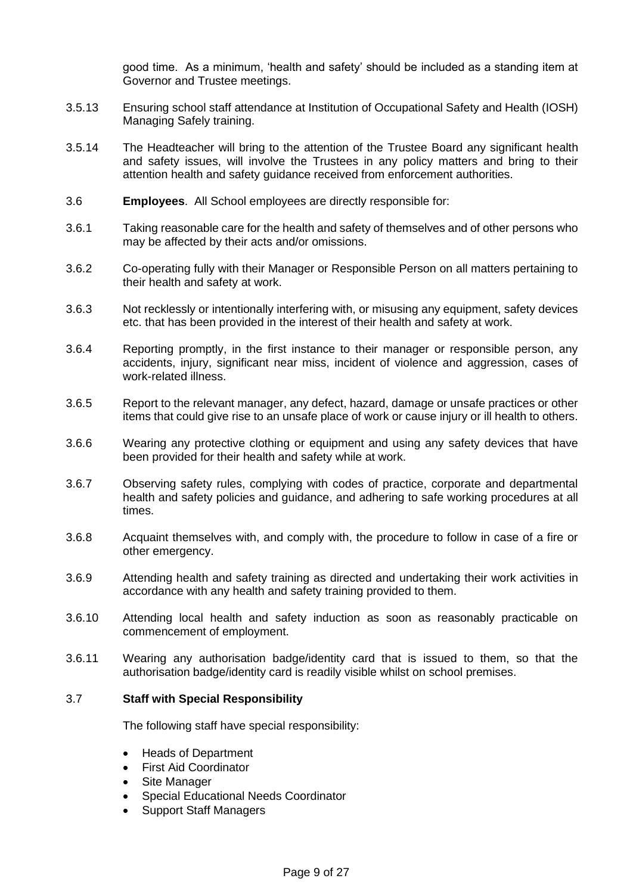good time. As a minimum, 'health and safety' should be included as a standing item at Governor and Trustee meetings.

3.5.13 Ensuring school staff attendance at Institution of Occupational Safety and Health (IOSH) Managing Safely training.

3.5.14 The Headteacher will bring to the attention of the Trustee Board any significant health and safety issues, will involve the Trustees in any policy matters and bring to their attention health and safety guidance received from enforcement authorities.

3.6 **Employees**. All School employees are directly responsible for:

3.6.1 Taking reasonable care for the health and safety of themselves and of other persons who may be affected by their acts and/or omissions.

3.6.2 Co-operating fully with their Manager or Responsible Person on all matters pertaining to their health and safety at work.

3.6.3 Not recklessly or intentionally interfering with, or misusing any equipment, safety devices etc. that has been provided in the interest of their health and safety at work.

3.6.4 Reporting promptly, in the first instance to their manager or responsible person, any accidents, injury, significant near miss, incident of violence and aggression, cases of work-related illness.

3.6.5 Report to the relevant manager, any defect, hazard, damage or unsafe practices or other items that could give rise to an unsafe place of work or cause injury or ill health to others.

3.6.6 Wearing any protective clothing or equipment and using any safety devices that have been provided for their health and safety while at work.

3.6.7 Observing safety rules, complying with codes of practice, corporate and departmental health and safety policies and guidance, and adhering to safe working procedures at all times.

3.6.8 Acquaint themselves with, and comply with, the procedure to follow in case of a fire or other emergency.

3.6.9 Attending health and safety training as directed and undertaking their work activities in accordance with any health and safety training provided to them.

3.6.10 Attending local health and safety induction as soon as reasonably practicable on commencement of employment.

3.6.11 Wearing any authorisation badge/identity card that is issued to them, so that the authorisation badge/identity card is readily visible whilst on school premises.

3.7 **Staff with Special Responsibility**

The following staff have special responsibility:

- Heads of Department
- First Aid Coordinator
- Site Manager
- Special Educational Needs Coordinator
- Support Staff Managers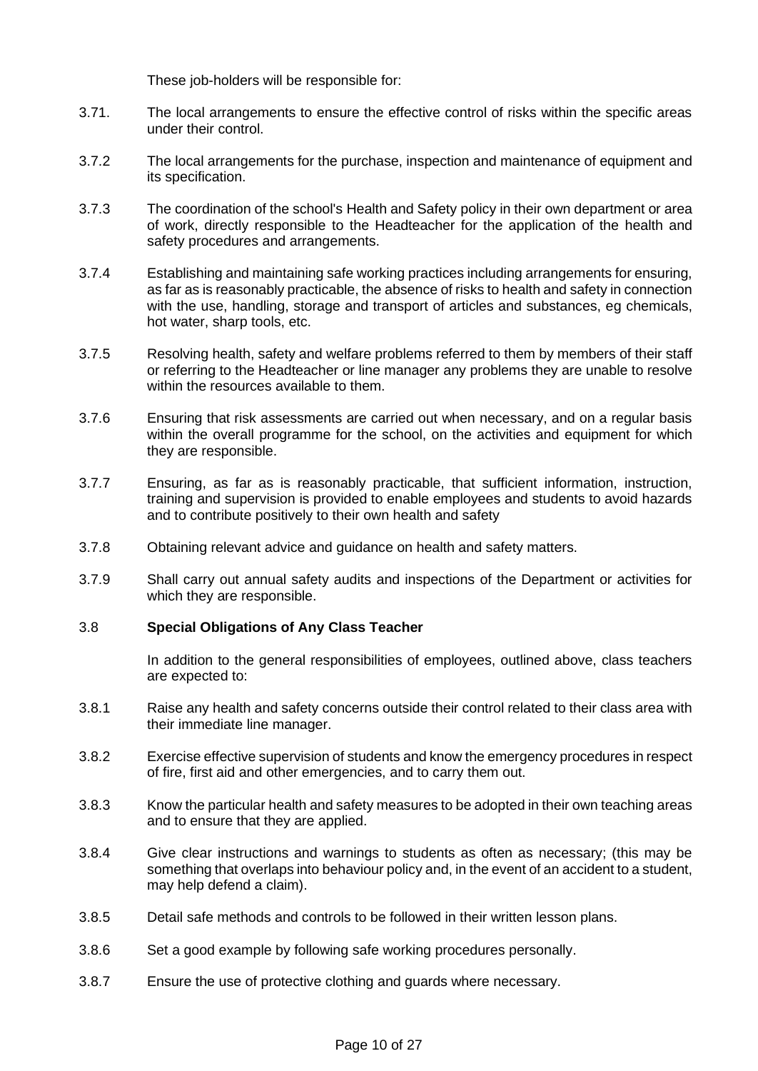These job-holders will be responsible for:

3.71. The local arrangements to ensure the effective control of risks within the specific areas under their control.

3.7.2 The local arrangements for the purchase, inspection and maintenance of equipment and its specification.

3.7.3 The coordination of the school's Health and Safety policy in their own department or area of work, directly responsible to the Headteacher for the application of the health and safety procedures and arrangements.

3.7.4 Establishing and maintaining safe working practices including arrangements for ensuring, as far as is reasonably practicable, the absence of risks to health and safety in connection with the use, handling, storage and transport of articles and substances, eg chemicals, hot water, sharp tools, etc.

3.7.5 Resolving health, safety and welfare problems referred to them by members of their staff or referring to the Headteacher or line manager any problems they are unable to resolve within the resources available to them.

3.7.6 Ensuring that risk assessments are carried out when necessary, and on a regular basis within the overall programme for the school, on the activities and equipment for which they are responsible.

3.7.7 Ensuring, as far as is reasonably practicable, that sufficient information, instruction, training and supervision is provided to enable employees and students to avoid hazards and to contribute positively to their own health and safety

3.7.8 Obtaining relevant advice and guidance on health and safety matters.

3.7.9 Shall carry out annual safety audits and inspections of the Department or activities for which they are responsible.

### 3.8 Special Obligations of Any Class Teacher

In addition to the general responsibilities of employees, outlined above, class teachers are expected to:

3.8.1 Raise any health and safety concerns outside their control related to their class area with their immediate line manager.

3.8.2 Exercise effective supervision of students and know the emergency procedures in respect of fire, first aid and other emergencies, and to carry them out.

3.8.3 Know the particular health and safety measures to be adopted in their own teaching areas and to ensure that they are applied.

3.8.4 Give clear instructions and warnings to students as often as necessary; (this may be something that overlaps into behaviour policy and, in the event of an accident to a student, may help defend a claim).

3.8.5 Detail safe methods and controls to be followed in their written lesson plans.

3.8.6 Set a good example by following safe working procedures personally.

3.8.7 Ensure the use of protective clothing and guards where necessary.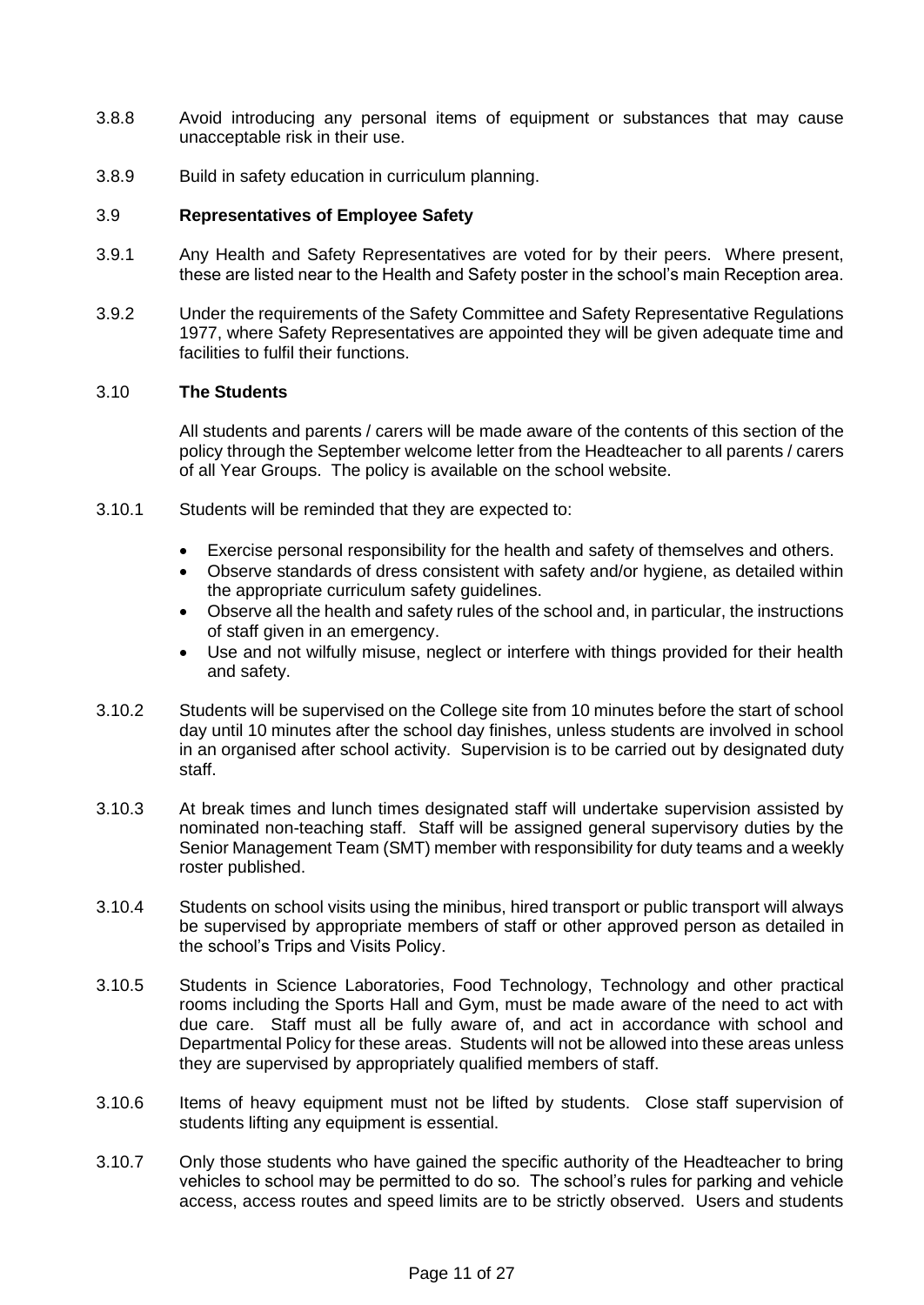3.8.8 Avoid introducing any personal items of equipment or substances that may cause unacceptable risk in their use.

3.8.9 Build in safety education in curriculum planning.

### 3.9 **Representatives of Employee Safety**

3.9.1 Any Health and Safety Representatives are voted for by their peers. Where present, these are listed near to the Health and Safety poster in the school's main Reception area.

3.9.2 Under the requirements of the Safety Committee and Safety Representative Regulations 1977, where Safety Representatives are appointed they will be given adequate time and facilities to fulfil their functions.

### 3.10 **The Students**

All students and parents / carers will be made aware of the contents of this section of the policy through the September welcome letter from the Headteacher to all parents / carers of all Year Groups. The policy is available on the school website.

3.10.1 Students will be reminded that they are expected to:

- Exercise personal responsibility for the health and safety of themselves and others.
- Observe standards of dress consistent with safety and/or hygiene, as detailed within the appropriate curriculum safety guidelines.
- Observe all the health and safety rules of the school and, in particular, the instructions of staff given in an emergency.
- Use and not wilfully misuse, neglect or interfere with things provided for their health and safety.

3.10.2 Students will be supervised on the College site from 10 minutes before the start of school day until 10 minutes after the school day finishes, unless students are involved in school in an organised after school activity. Supervision is to be carried out by designated duty staff.

3.10.3 At break times and lunch times designated staff will undertake supervision assisted by nominated non-teaching staff. Staff will be assigned general supervisory duties by the Senior Management Team (SMT) member with responsibility for duty teams and a weekly roster published.

3.10.4 Students on school visits using the minibus, hired transport or public transport will always be supervised by appropriate members of staff or other approved person as detailed in the school's Trips and Visits Policy.

3.10.5 Students in Science Laboratories, Food Technology, Technology and other practical rooms including the Sports Hall and Gym, must be made aware of the need to act with due care. Staff must all be fully aware of, and act in accordance with school and Departmental Policy for these areas. Students will not be allowed into these areas unless they are supervised by appropriately qualified members of staff.

3.10.6 Items of heavy equipment must not be lifted by students. Close staff supervision of students lifting any equipment is essential.

3.10.7 Only those students who have gained the specific authority of the Headteacher to bring vehicles to school may be permitted to do so. The school's rules for parking and vehicle access, access routes and speed limits are to be strictly observed. Users and students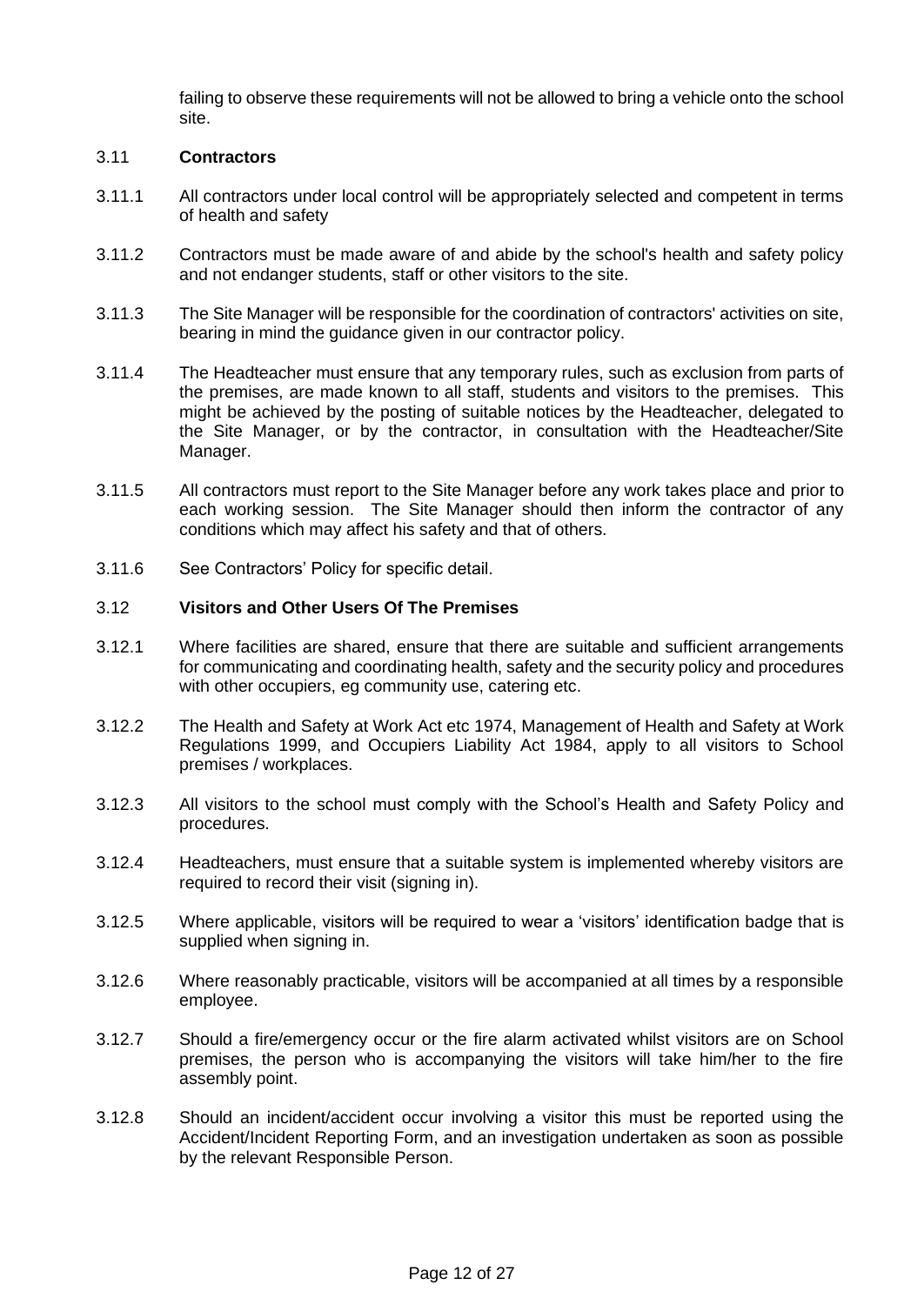failing to observe these requirements will not be allowed to bring a vehicle onto the school site.

### 3.11 Contractors

3.11.1 All contractors under local control will be appropriately selected and competent in terms of health and safety

3.11.2 Contractors must be made aware of and abide by the school's health and safety policy and not endanger students, staff or other visitors to the site.

3.11.3 The Site Manager will be responsible for the coordination of contractors' activities on site, bearing in mind the guidance given in our contractor policy.

3.11.4 The Headteacher must ensure that any temporary rules, such as exclusion from parts of the premises, are made known to all staff, students and visitors to the premises. This might be achieved by the posting of suitable notices by the Headteacher, delegated to the Site Manager, or by the contractor, in consultation with the Headteacher/Site Manager.

3.11.5 All contractors must report to the Site Manager before any work takes place and prior to each working session. The Site Manager should then inform the contractor of any conditions which may affect his safety and that of others.

3.11.6 See Contractors' Policy for specific detail.

### 3.12 Visitors and Other Users Of The Premises

3.12.1 Where facilities are shared, ensure that there are suitable and sufficient arrangements for communicating and coordinating health, safety and the security policy and procedures with other occupiers, eg community use, catering etc.

3.12.2 The Health and Safety at Work Act etc 1974, Management of Health and Safety at Work Regulations 1999, and Occupiers Liability Act 1984, apply to all visitors to School premises / workplaces.

3.12.3 All visitors to the school must comply with the School's Health and Safety Policy and procedures.

3.12.4 Headteachers, must ensure that a suitable system is implemented whereby visitors are required to record their visit (signing in).

3.12.5 Where applicable, visitors will be required to wear a 'visitors' identification badge that is supplied when signing in.

3.12.6 Where reasonably practicable, visitors will be accompanied at all times by a responsible employee.

3.12.7 Should a fire/emergency occur or the fire alarm activated whilst visitors are on School premises, the person who is accompanying the visitors will take him/her to the fire assembly point.

3.12.8 Should an incident/accident occur involving a visitor this must be reported using the Accident/Incident Reporting Form, and an investigation undertaken as soon as possible by the relevant Responsible Person.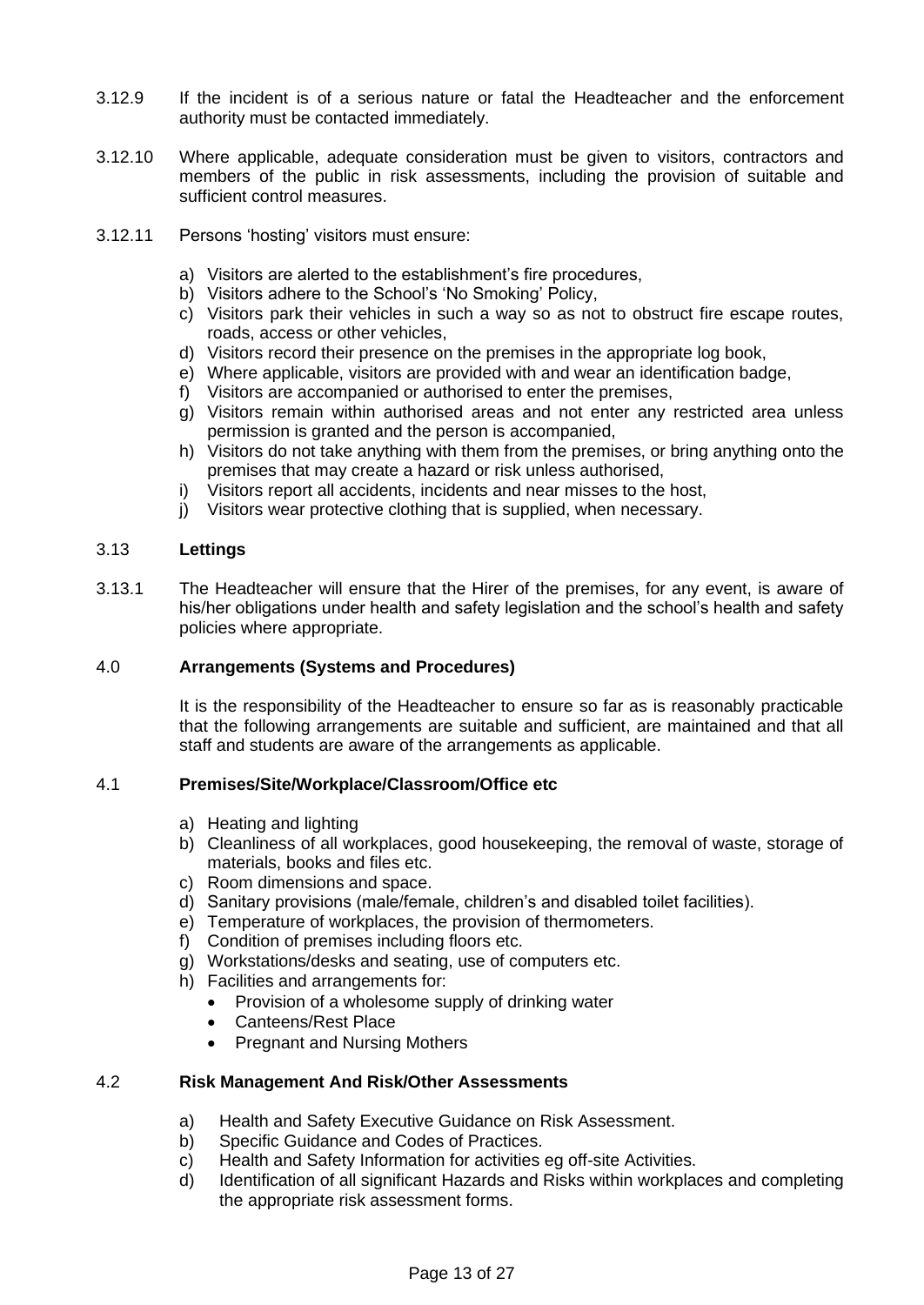3.12.9 If the incident is of a serious nature or fatal the Headteacher and the enforcement authority must be contacted immediately.

3.12.10 Where applicable, adequate consideration must be given to visitors, contractors and members of the public in risk assessments, including the provision of suitable and sufficient control measures.

3.12.11 Persons 'hosting' visitors must ensure:

a) Visitors are alerted to the establishment's fire procedures,
b) Visitors adhere to the School's 'No Smoking' Policy,
c) Visitors park their vehicles in such a way so as not to obstruct fire escape routes, roads, access or other vehicles,
d) Visitors record their presence on the premises in the appropriate log book,
e) Where applicable, visitors are provided with and wear an identification badge,
f) Visitors are accompanied or authorised to enter the premises,
g) Visitors remain within authorised areas and not enter any restricted area unless permission is granted and the person is accompanied,
h) Visitors do not take anything with them from the premises, or bring anything onto the premises that may create a hazard or risk unless authorised,
i) Visitors report all accidents, incidents and near misses to the host,
j) Visitors wear protective clothing that is supplied, when necessary.

### 3.13 Lettings

3.13.1 The Headteacher will ensure that the Hirer of the premises, for any event, is aware of his/her obligations under health and safety legislation and the school's health and safety policies where appropriate.

## 4.0 Arrangements (Systems and Procedures)

It is the responsibility of the Headteacher to ensure so far as is reasonably practicable that the following arrangements are suitable and sufficient, are maintained and that all staff and students are aware of the arrangements as applicable.

### 4.1 Premises/Site/Workplace/Classroom/Office etc

a) Heating and lighting
b) Cleanliness of all workplaces, good housekeeping, the removal of waste, storage of materials, books and files etc.
c) Room dimensions and space.
d) Sanitary provisions (male/female, children's and disabled toilet facilities).
e) Temperature of workplaces, the provision of thermometers.
f) Condition of premises including floors etc.
g) Workstations/desks and seating, use of computers etc.
h) Facilities and arrangements for:
   - Provision of a wholesome supply of drinking water
   - Canteens/Rest Place
   - Pregnant and Nursing Mothers

### 4.2 Risk Management And Risk/Other Assessments

a) Health and Safety Executive Guidance on Risk Assessment.
b) Specific Guidance and Codes of Practices.
c) Health and Safety Information for activities eg off-site Activities.
d) Identification of all significant Hazards and Risks within workplaces and completing the appropriate risk assessment forms.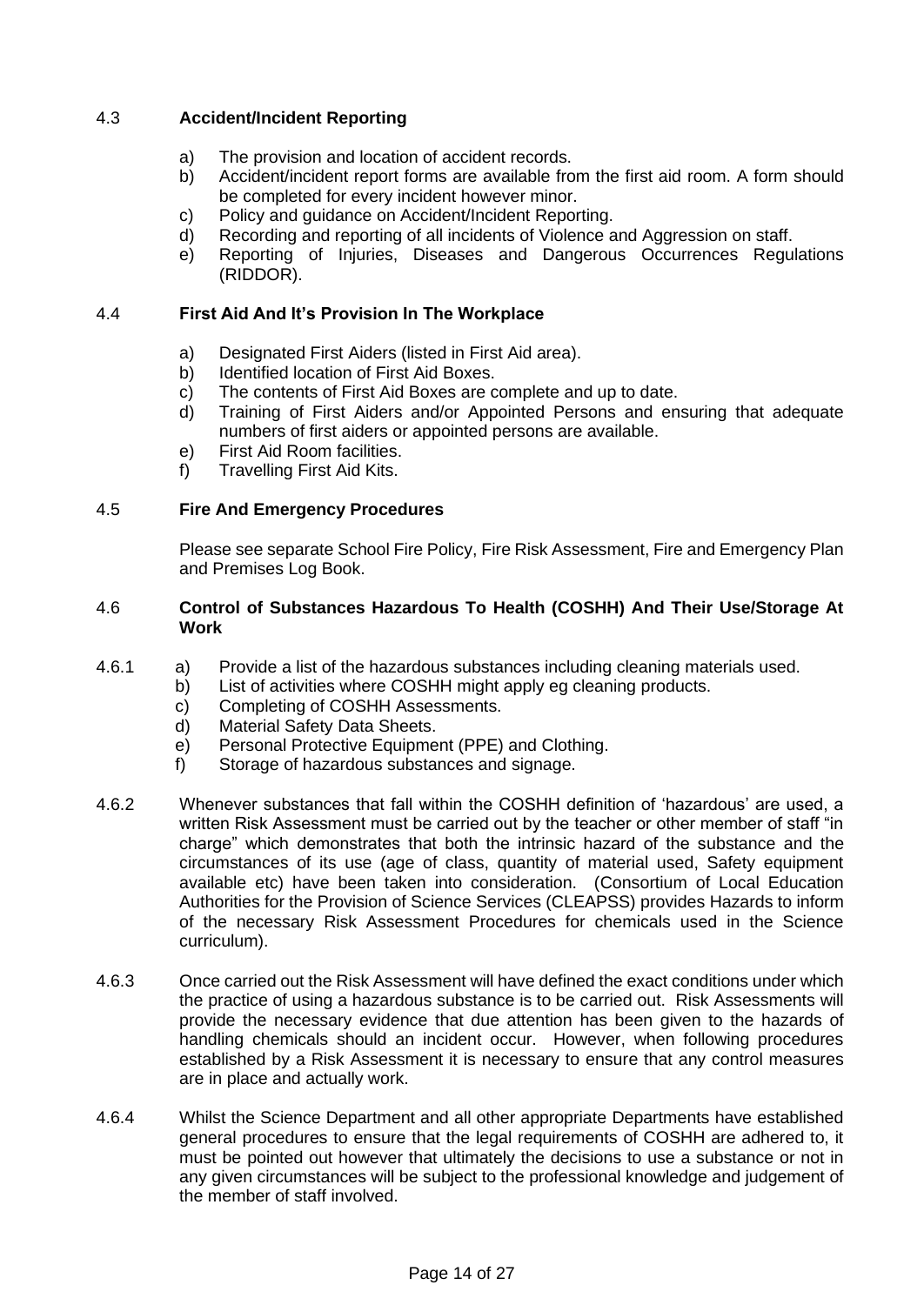### 4.3 **Accident/Incident Reporting**

a) The provision and location of accident records.
b) Accident/incident report forms are available from the first aid room. A form should be completed for every incident however minor.
c) Policy and guidance on Accident/Incident Reporting.
d) Recording and reporting of all incidents of Violence and Aggression on staff.
e) Reporting of Injuries, Diseases and Dangerous Occurrences Regulations (RIDDOR).

### 4.4 **First Aid And It's Provision In The Workplace**

a) Designated First Aiders (listed in First Aid area).
b) Identified location of First Aid Boxes.
c) The contents of First Aid Boxes are complete and up to date.
d) Training of First Aiders and/or Appointed Persons and ensuring that adequate numbers of first aiders or appointed persons are available.
e) First Aid Room facilities.
f) Travelling First Aid Kits.

### 4.5 **Fire And Emergency Procedures**

Please see separate School Fire Policy, Fire Risk Assessment, Fire and Emergency Plan and Premises Log Book.

### 4.6 **Control of Substances Hazardous To Health (COSHH) And Their Use/Storage At Work**

4.6.1
a) Provide a list of the hazardous substances including cleaning materials used.
b) List of activities where COSHH might apply eg cleaning products.
c) Completing of COSHH Assessments.
d) Material Safety Data Sheets.
e) Personal Protective Equipment (PPE) and Clothing.
f) Storage of hazardous substances and signage.

4.6.2 Whenever substances that fall within the COSHH definition of 'hazardous' are used, a written Risk Assessment must be carried out by the teacher or other member of staff "in charge" which demonstrates that both the intrinsic hazard of the substance and the circumstances of its use (age of class, quantity of material used, Safety equipment available etc) have been taken into consideration. (Consortium of Local Education Authorities for the Provision of Science Services (CLEAPSS) provides Hazards to inform of the necessary Risk Assessment Procedures for chemicals used in the Science curriculum).

4.6.3 Once carried out the Risk Assessment will have defined the exact conditions under which the practice of using a hazardous substance is to be carried out. Risk Assessments will provide the necessary evidence that due attention has been given to the hazards of handling chemicals should an incident occur. However, when following procedures established by a Risk Assessment it is necessary to ensure that any control measures are in place and actually work.

4.6.4 Whilst the Science Department and all other appropriate Departments have established general procedures to ensure that the legal requirements of COSHH are adhered to, it must be pointed out however that ultimately the decisions to use a substance or not in any given circumstances will be subject to the professional knowledge and judgement of the member of staff involved.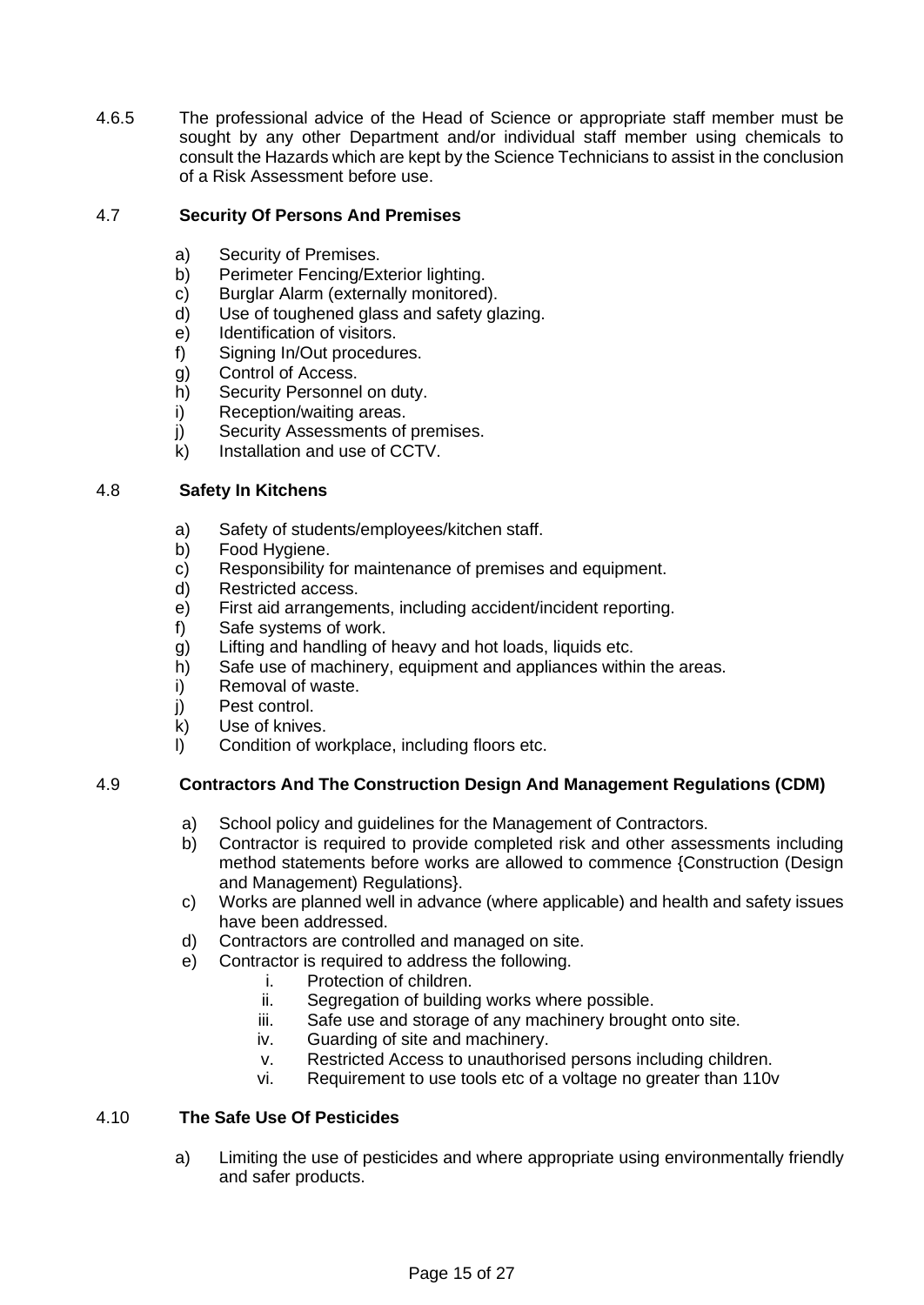4.6.5 The professional advice of the Head of Science or appropriate staff member must be sought by any other Department and/or individual staff member using chemicals to consult the Hazards which are kept by the Science Technicians to assist in the conclusion of a Risk Assessment before use.

### 4.7 Security Of Persons And Premises

a) Security of Premises.
b) Perimeter Fencing/Exterior lighting.
c) Burglar Alarm (externally monitored).
d) Use of toughened glass and safety glazing.
e) Identification of visitors.
f) Signing In/Out procedures.
g) Control of Access.
h) Security Personnel on duty.
i) Reception/waiting areas.
j) Security Assessments of premises.
k) Installation and use of CCTV.

### 4.8 Safety In Kitchens

a) Safety of students/employees/kitchen staff.
b) Food Hygiene.
c) Responsibility for maintenance of premises and equipment.
d) Restricted access.
e) First aid arrangements, including accident/incident reporting.
f) Safe systems of work.
g) Lifting and handling of heavy and hot loads, liquids etc.
h) Safe use of machinery, equipment and appliances within the areas.
i) Removal of waste.
j) Pest control.
k) Use of knives.
l) Condition of workplace, including floors etc.

### 4.9 Contractors And The Construction Design And Management Regulations (CDM)

a) School policy and guidelines for the Management of Contractors.
b) Contractor is required to provide completed risk and other assessments including method statements before works are allowed to commence {Construction (Design and Management) Regulations}.
c) Works are planned well in advance (where applicable) and health and safety issues have been addressed.
d) Contractors are controlled and managed on site.
e) Contractor is required to address the following.
    i. Protection of children.
    ii. Segregation of building works where possible.
    iii. Safe use and storage of any machinery brought onto site.
    iv. Guarding of site and machinery.
    v. Restricted Access to unauthorised persons including children.
    vi. Requirement to use tools etc of a voltage no greater than 110v

### 4.10 The Safe Use Of Pesticides

a) Limiting the use of pesticides and where appropriate using environmentally friendly and safer products.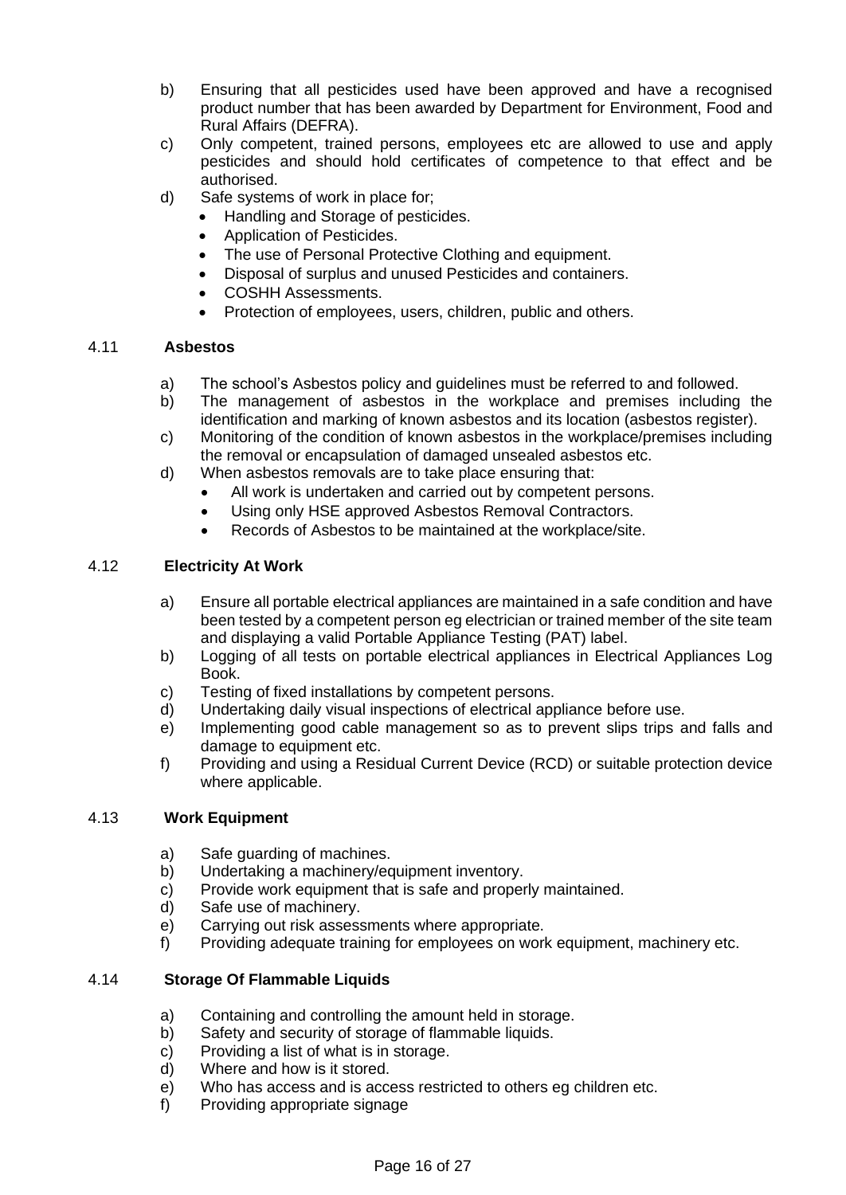b) Ensuring that all pesticides used have been approved and have a recognised product number that has been awarded by Department for Environment, Food and Rural Affairs (DEFRA).

c) Only competent, trained persons, employees etc are allowed to use and apply pesticides and should hold certificates of competence to that effect and be authorised.

d) Safe systems of work in place for;
   - Handling and Storage of pesticides.
   - Application of Pesticides.
   - The use of Personal Protective Clothing and equipment.
   - Disposal of surplus and unused Pesticides and containers.
   - COSHH Assessments.
   - Protection of employees, users, children, public and others.

### 4.11 Asbestos

a) The school's Asbestos policy and guidelines must be referred to and followed.

b) The management of asbestos in the workplace and premises including the identification and marking of known asbestos and its location (asbestos register).

c) Monitoring of the condition of known asbestos in the workplace/premises including the removal or encapsulation of damaged unsealed asbestos etc.

d) When asbestos removals are to take place ensuring that:
   - All work is undertaken and carried out by competent persons.
   - Using only HSE approved Asbestos Removal Contractors.
   - Records of Asbestos to be maintained at the workplace/site.

### 4.12 Electricity At Work

a) Ensure all portable electrical appliances are maintained in a safe condition and have been tested by a competent person eg electrician or trained member of the site team and displaying a valid Portable Appliance Testing (PAT) label.

b) Logging of all tests on portable electrical appliances in Electrical Appliances Log Book.

c) Testing of fixed installations by competent persons.

d) Undertaking daily visual inspections of electrical appliance before use.

e) Implementing good cable management so as to prevent slips trips and falls and damage to equipment etc.

f) Providing and using a Residual Current Device (RCD) or suitable protection device where applicable.

### 4.13 Work Equipment

a) Safe guarding of machines.

b) Undertaking a machinery/equipment inventory.

c) Provide work equipment that is safe and properly maintained.

d) Safe use of machinery.

e) Carrying out risk assessments where appropriate.

f) Providing adequate training for employees on work equipment, machinery etc.

### 4.14 Storage Of Flammable Liquids

a) Containing and controlling the amount held in storage.

b) Safety and security of storage of flammable liquids.

c) Providing a list of what is in storage.

d) Where and how is it stored.

e) Who has access and is access restricted to others eg children etc.

f) Providing appropriate signage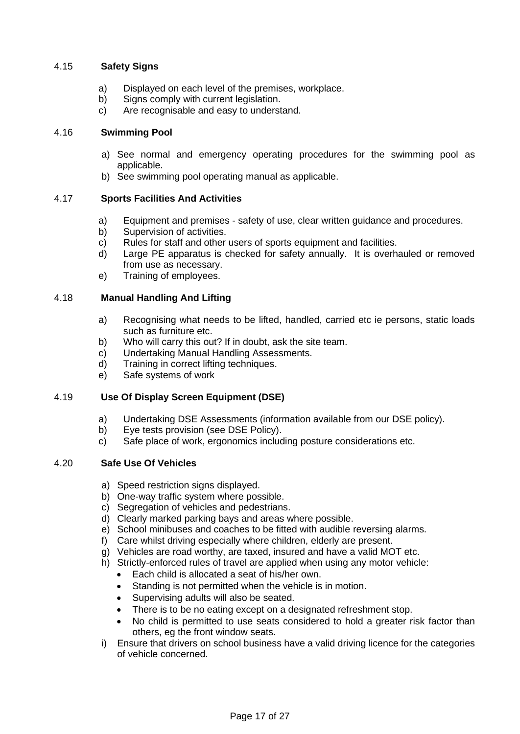### 4.15 Safety Signs

a) Displayed on each level of the premises, workplace.
b) Signs comply with current legislation.
c) Are recognisable and easy to understand.

### 4.16 Swimming Pool

a) See normal and emergency operating procedures for the swimming pool as applicable.
b) See swimming pool operating manual as applicable.

### 4.17 Sports Facilities And Activities

a) Equipment and premises - safety of use, clear written guidance and procedures.
b) Supervision of activities.
c) Rules for staff and other users of sports equipment and facilities.
d) Large PE apparatus is checked for safety annually. It is overhauled or removed from use as necessary.
e) Training of employees.

### 4.18 Manual Handling And Lifting

a) Recognising what needs to be lifted, handled, carried etc ie persons, static loads such as furniture etc.
b) Who will carry this out? If in doubt, ask the site team.
c) Undertaking Manual Handling Assessments.
d) Training in correct lifting techniques.
e) Safe systems of work

### 4.19 Use Of Display Screen Equipment (DSE)

a) Undertaking DSE Assessments (information available from our DSE policy).
b) Eye tests provision (see DSE Policy).
c) Safe place of work, ergonomics including posture considerations etc.

### 4.20 Safe Use Of Vehicles

a) Speed restriction signs displayed.
b) One-way traffic system where possible.
c) Segregation of vehicles and pedestrians.
d) Clearly marked parking bays and areas where possible.
e) School minibuses and coaches to be fitted with audible reversing alarms.
f) Care whilst driving especially where children, elderly are present.
g) Vehicles are road worthy, are taxed, insured and have a valid MOT etc.
h) Strictly-enforced rules of travel are applied when using any motor vehicle:
   - Each child is allocated a seat of his/her own.
   - Standing is not permitted when the vehicle is in motion.
   - Supervising adults will also be seated.
   - There is to be no eating except on a designated refreshment stop.
   - No child is permitted to use seats considered to hold a greater risk factor than others, eg the front window seats.
i) Ensure that drivers on school business have a valid driving licence for the categories of vehicle concerned.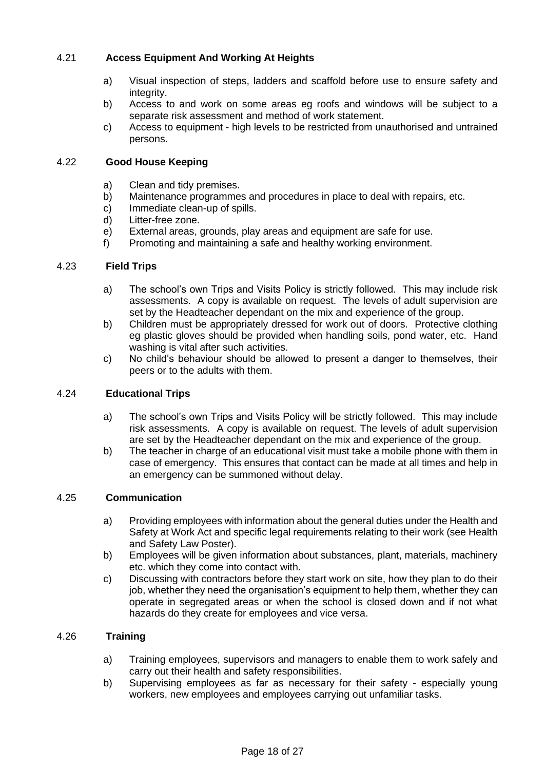### 4.21 Access Equipment And Working At Heights

a) Visual inspection of steps, ladders and scaffold before use to ensure safety and integrity.
b) Access to and work on some areas eg roofs and windows will be subject to a separate risk assessment and method of work statement.
c) Access to equipment - high levels to be restricted from unauthorised and untrained persons.

### 4.22 Good House Keeping

a) Clean and tidy premises.
b) Maintenance programmes and procedures in place to deal with repairs, etc.
c) Immediate clean-up of spills.
d) Litter-free zone.
e) External areas, grounds, play areas and equipment are safe for use.
f) Promoting and maintaining a safe and healthy working environment.

### 4.23 Field Trips

a) The school's own Trips and Visits Policy is strictly followed. This may include risk assessments. A copy is available on request. The levels of adult supervision are set by the Headteacher dependant on the mix and experience of the group.
b) Children must be appropriately dressed for work out of doors. Protective clothing eg plastic gloves should be provided when handling soils, pond water, etc. Hand washing is vital after such activities.
c) No child's behaviour should be allowed to present a danger to themselves, their peers or to the adults with them.

### 4.24 Educational Trips

a) The school's own Trips and Visits Policy will be strictly followed. This may include risk assessments. A copy is available on request. The levels of adult supervision are set by the Headteacher dependant on the mix and experience of the group.
b) The teacher in charge of an educational visit must take a mobile phone with them in case of emergency. This ensures that contact can be made at all times and help in an emergency can be summoned without delay.

### 4.25 Communication

a) Providing employees with information about the general duties under the Health and Safety at Work Act and specific legal requirements relating to their work (see Health and Safety Law Poster).
b) Employees will be given information about substances, plant, materials, machinery etc. which they come into contact with.
c) Discussing with contractors before they start work on site, how they plan to do their job, whether they need the organisation's equipment to help them, whether they can operate in segregated areas or when the school is closed down and if not what hazards do they create for employees and vice versa.

### 4.26 Training

a) Training employees, supervisors and managers to enable them to work safely and carry out their health and safety responsibilities.
b) Supervising employees as far as necessary for their safety - especially young workers, new employees and employees carrying out unfamiliar tasks.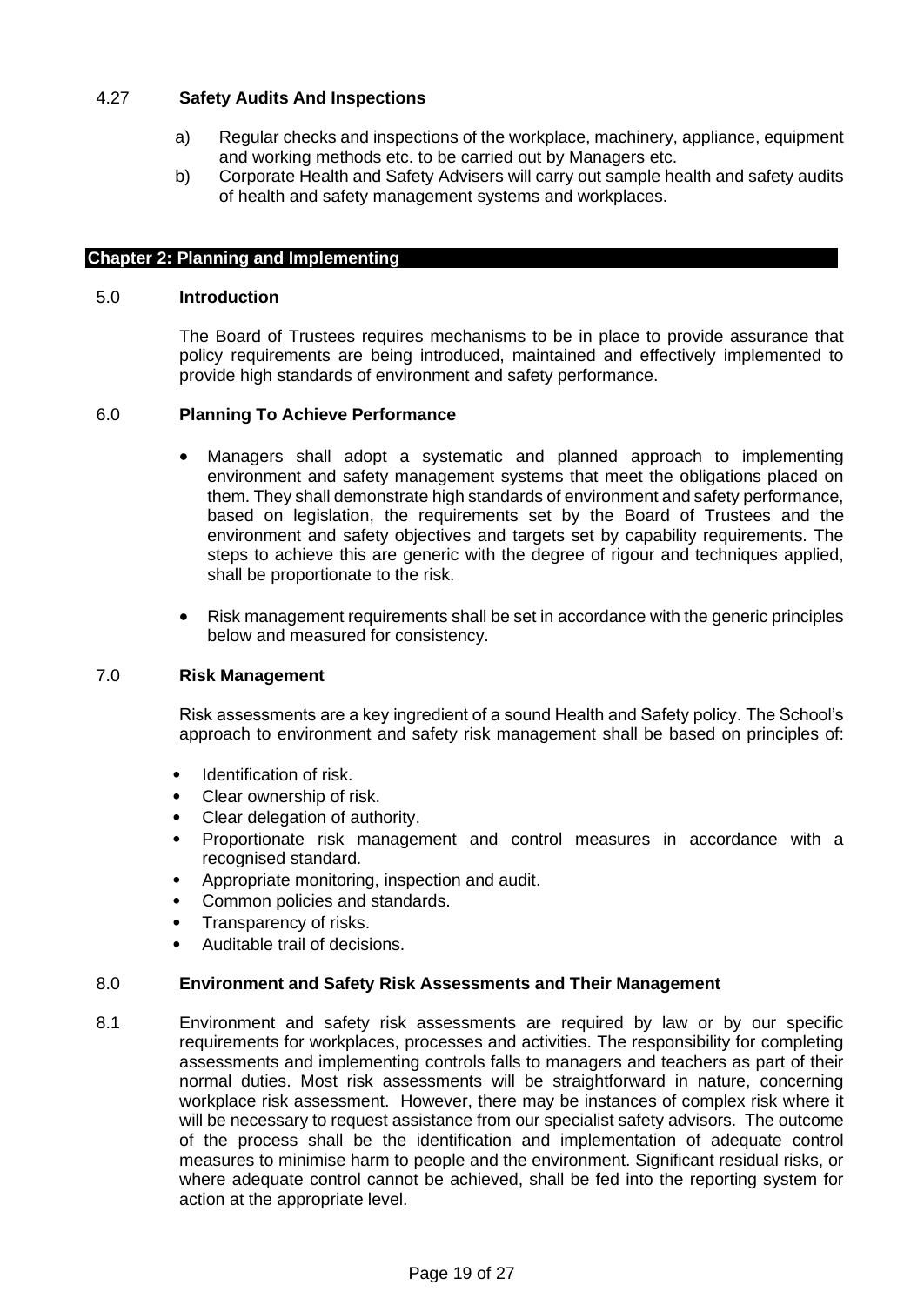### 4.27 Safety Audits And Inspections

a) Regular checks and inspections of the workplace, machinery, appliance, equipment and working methods etc. to be carried out by Managers etc.

b) Corporate Health and Safety Advisers will carry out sample health and safety audits of health and safety management systems and workplaces.

## Chapter 2: Planning and Implementing

### 5.0 Introduction

The Board of Trustees requires mechanisms to be in place to provide assurance that policy requirements are being introduced, maintained and effectively implemented to provide high standards of environment and safety performance.

### 6.0 Planning To Achieve Performance

- Managers shall adopt a systematic and planned approach to implementing environment and safety management systems that meet the obligations placed on them. They shall demonstrate high standards of environment and safety performance, based on legislation, the requirements set by the Board of Trustees and the environment and safety objectives and targets set by capability requirements. The steps to achieve this are generic with the degree of rigour and techniques applied, shall be proportionate to the risk.

- Risk management requirements shall be set in accordance with the generic principles below and measured for consistency.

### 7.0 Risk Management

Risk assessments are a key ingredient of a sound Health and Safety policy. The School's approach to environment and safety risk management shall be based on principles of:

- Identification of risk.
- Clear ownership of risk.
- Clear delegation of authority.
- Proportionate risk management and control measures in accordance with a recognised standard.
- Appropriate monitoring, inspection and audit.
- Common policies and standards.
- Transparency of risks.
- Auditable trail of decisions.

### 8.0 Environment and Safety Risk Assessments and Their Management

8.1 Environment and safety risk assessments are required by law or by our specific requirements for workplaces, processes and activities. The responsibility for completing assessments and implementing controls falls to managers and teachers as part of their normal duties. Most risk assessments will be straightforward in nature, concerning workplace risk assessment. However, there may be instances of complex risk where it will be necessary to request assistance from our specialist safety advisors. The outcome of the process shall be the identification and implementation of adequate control measures to minimise harm to people and the environment. Significant residual risks, or where adequate control cannot be achieved, shall be fed into the reporting system for action at the appropriate level.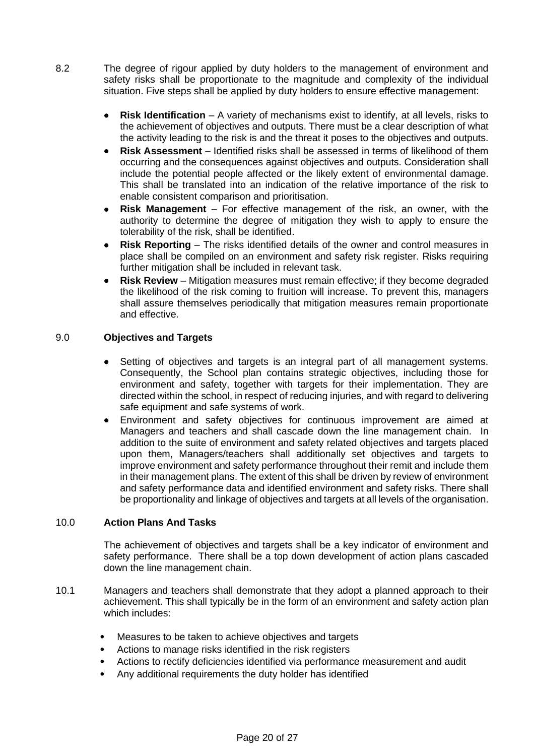8.2 The degree of rigour applied by duty holders to the management of environment and safety risks shall be proportionate to the magnitude and complexity of the individual situation. Five steps shall be applied by duty holders to ensure effective management:

- **Risk Identification** – A variety of mechanisms exist to identify, at all levels, risks to the achievement of objectives and outputs. There must be a clear description of what the activity leading to the risk is and the threat it poses to the objectives and outputs.
- **Risk Assessment** – Identified risks shall be assessed in terms of likelihood of them occurring and the consequences against objectives and outputs. Consideration shall include the potential people affected or the likely extent of environmental damage. This shall be translated into an indication of the relative importance of the risk to enable consistent comparison and prioritisation.
- **Risk Management** – For effective management of the risk, an owner, with the authority to determine the degree of mitigation they wish to apply to ensure the tolerability of the risk, shall be identified.
- **Risk Reporting** – The risks identified details of the owner and control measures in place shall be compiled on an environment and safety risk register. Risks requiring further mitigation shall be included in relevant task.
- **Risk Review** – Mitigation measures must remain effective; if they become degraded the likelihood of the risk coming to fruition will increase. To prevent this, managers shall assure themselves periodically that mitigation measures remain proportionate and effective.

## 9.0 Objectives and Targets

- Setting of objectives and targets is an integral part of all management systems. Consequently, the School plan contains strategic objectives, including those for environment and safety, together with targets for their implementation. They are directed within the school, in respect of reducing injuries, and with regard to delivering safe equipment and safe systems of work.
- Environment and safety objectives for continuous improvement are aimed at Managers and teachers and shall cascade down the line management chain. In addition to the suite of environment and safety related objectives and targets placed upon them, Managers/teachers shall additionally set objectives and targets to improve environment and safety performance throughout their remit and include them in their management plans. The extent of this shall be driven by review of environment and safety performance data and identified environment and safety risks. There shall be proportionality and linkage of objectives and targets at all levels of the organisation.

## 10.0 Action Plans And Tasks

The achievement of objectives and targets shall be a key indicator of environment and safety performance. There shall be a top down development of action plans cascaded down the line management chain.

10.1 Managers and teachers shall demonstrate that they adopt a planned approach to their achievement. This shall typically be in the form of an environment and safety action plan which includes:

- Measures to be taken to achieve objectives and targets
- Actions to manage risks identified in the risk registers
- Actions to rectify deficiencies identified via performance measurement and audit
- Any additional requirements the duty holder has identified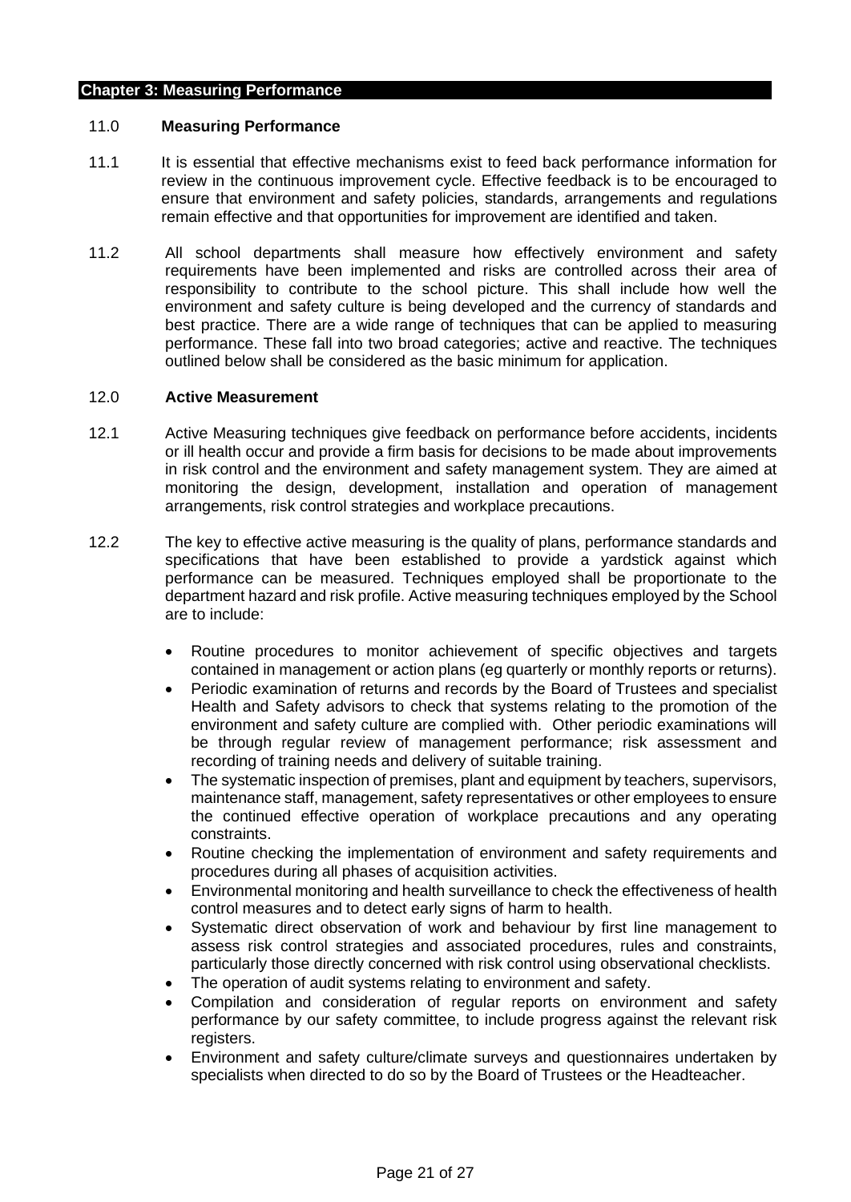## Chapter 3: Measuring Performance

### 11.0 Measuring Performance

11.1 It is essential that effective mechanisms exist to feed back performance information for review in the continuous improvement cycle. Effective feedback is to be encouraged to ensure that environment and safety policies, standards, arrangements and regulations remain effective and that opportunities for improvement are identified and taken.

11.2 All school departments shall measure how effectively environment and safety requirements have been implemented and risks are controlled across their area of responsibility to contribute to the school picture. This shall include how well the environment and safety culture is being developed and the currency of standards and best practice. There are a wide range of techniques that can be applied to measuring performance. These fall into two broad categories; active and reactive. The techniques outlined below shall be considered as the basic minimum for application.

### 12.0 Active Measurement

12.1 Active Measuring techniques give feedback on performance before accidents, incidents or ill health occur and provide a firm basis for decisions to be made about improvements in risk control and the environment and safety management system. They are aimed at monitoring the design, development, installation and operation of management arrangements, risk control strategies and workplace precautions.

12.2 The key to effective active measuring is the quality of plans, performance standards and specifications that have been established to provide a yardstick against which performance can be measured. Techniques employed shall be proportionate to the department hazard and risk profile. Active measuring techniques employed by the School are to include:

- Routine procedures to monitor achievement of specific objectives and targets contained in management or action plans (eg quarterly or monthly reports or returns).
- Periodic examination of returns and records by the Board of Trustees and specialist Health and Safety advisors to check that systems relating to the promotion of the environment and safety culture are complied with. Other periodic examinations will be through regular review of management performance; risk assessment and recording of training needs and delivery of suitable training.
- The systematic inspection of premises, plant and equipment by teachers, supervisors, maintenance staff, management, safety representatives or other employees to ensure the continued effective operation of workplace precautions and any operating constraints.
- Routine checking the implementation of environment and safety requirements and procedures during all phases of acquisition activities.
- Environmental monitoring and health surveillance to check the effectiveness of health control measures and to detect early signs of harm to health.
- Systematic direct observation of work and behaviour by first line management to assess risk control strategies and associated procedures, rules and constraints, particularly those directly concerned with risk control using observational checklists.
- The operation of audit systems relating to environment and safety.
- Compilation and consideration of regular reports on environment and safety performance by our safety committee, to include progress against the relevant risk registers.
- Environment and safety culture/climate surveys and questionnaires undertaken by specialists when directed to do so by the Board of Trustees or the Headteacher.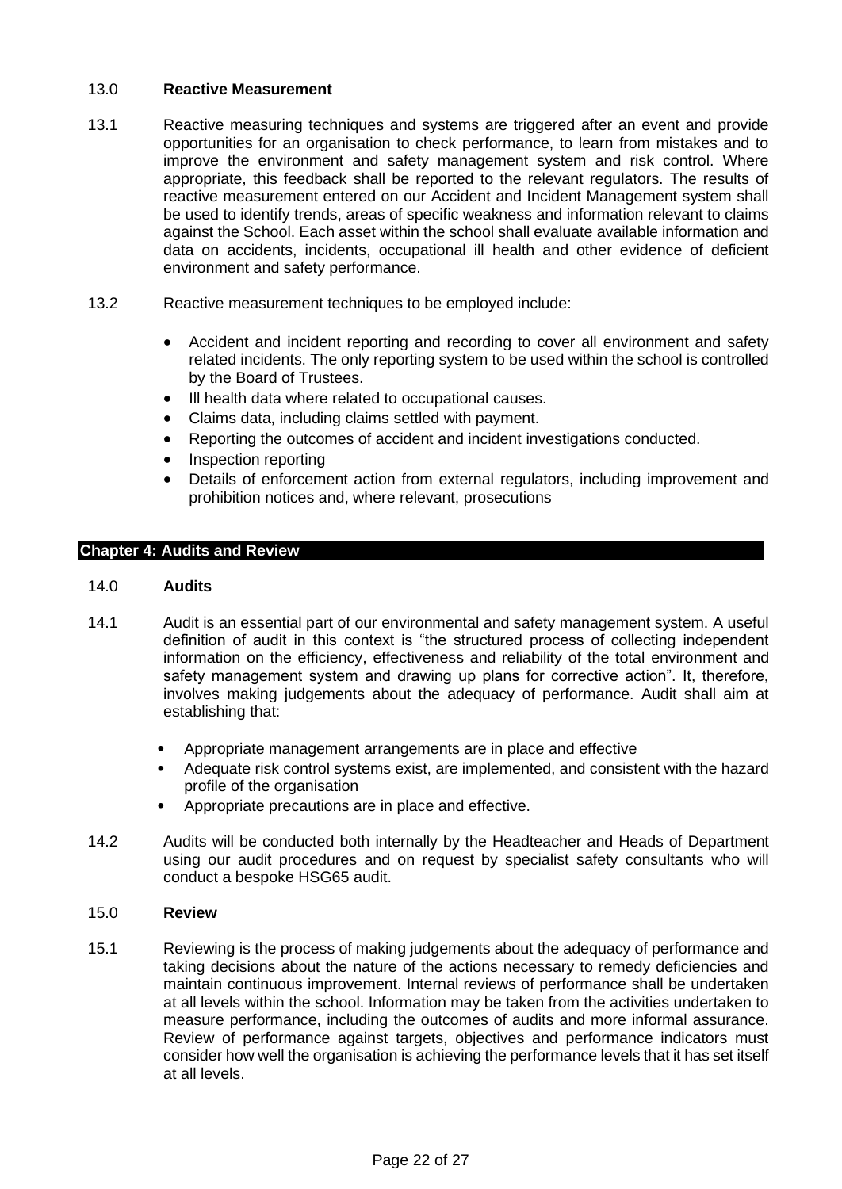### 13.0 **Reactive Measurement**

13.1 Reactive measuring techniques and systems are triggered after an event and provide opportunities for an organisation to check performance, to learn from mistakes and to improve the environment and safety management system and risk control. Where appropriate, this feedback shall be reported to the relevant regulators. The results of reactive measurement entered on our Accident and Incident Management system shall be used to identify trends, areas of specific weakness and information relevant to claims against the School. Each asset within the school shall evaluate available information and data on accidents, incidents, occupational ill health and other evidence of deficient environment and safety performance.

13.2 Reactive measurement techniques to be employed include:

- Accident and incident reporting and recording to cover all environment and safety related incidents. The only reporting system to be used within the school is controlled by the Board of Trustees.
- Ill health data where related to occupational causes.
- Claims data, including claims settled with payment.
- Reporting the outcomes of accident and incident investigations conducted.
- Inspection reporting
- Details of enforcement action from external regulators, including improvement and prohibition notices and, where relevant, prosecutions

## Chapter 4: Audits and Review

### 14.0 **Audits**

14.1 Audit is an essential part of our environmental and safety management system. A useful definition of audit in this context is "the structured process of collecting independent information on the efficiency, effectiveness and reliability of the total environment and safety management system and drawing up plans for corrective action". It, therefore, involves making judgements about the adequacy of performance. Audit shall aim at establishing that:

- Appropriate management arrangements are in place and effective
- Adequate risk control systems exist, are implemented, and consistent with the hazard profile of the organisation
- Appropriate precautions are in place and effective.

14.2 Audits will be conducted both internally by the Headteacher and Heads of Department using our audit procedures and on request by specialist safety consultants who will conduct a bespoke HSG65 audit.

### 15.0 **Review**

15.1 Reviewing is the process of making judgements about the adequacy of performance and taking decisions about the nature of the actions necessary to remedy deficiencies and maintain continuous improvement. Internal reviews of performance shall be undertaken at all levels within the school. Information may be taken from the activities undertaken to measure performance, including the outcomes of audits and more informal assurance. Review of performance against targets, objectives and performance indicators must consider how well the organisation is achieving the performance levels that it has set itself at all levels.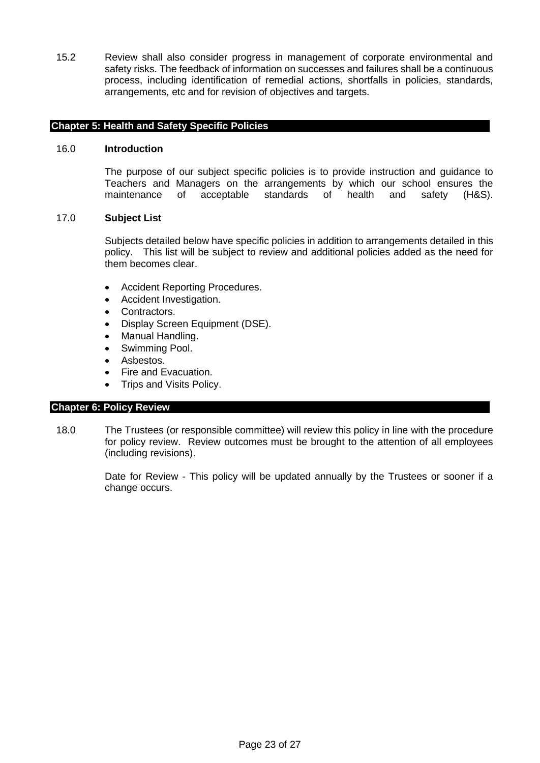15.2 Review shall also consider progress in management of corporate environmental and safety risks. The feedback of information on successes and failures shall be a continuous process, including identification of remedial actions, shortfalls in policies, standards, arrangements, etc and for revision of objectives and targets.

## Chapter 5: Health and Safety Specific Policies

### 16.0 Introduction

The purpose of our subject specific policies is to provide instruction and guidance to Teachers and Managers on the arrangements by which our school ensures the maintenance of acceptable standards of health and safety (H&S).

### 17.0 Subject List

Subjects detailed below have specific policies in addition to arrangements detailed in this policy. This list will be subject to review and additional policies added as the need for them becomes clear.

- Accident Reporting Procedures.
- Accident Investigation.
- Contractors.
- Display Screen Equipment (DSE).
- Manual Handling.
- Swimming Pool.
- Asbestos.
- Fire and Evacuation.
- Trips and Visits Policy.

## Chapter 6: Policy Review

18.0 The Trustees (or responsible committee) will review this policy in line with the procedure for policy review. Review outcomes must be brought to the attention of all employees (including revisions).

Date for Review - This policy will be updated annually by the Trustees or sooner if a change occurs.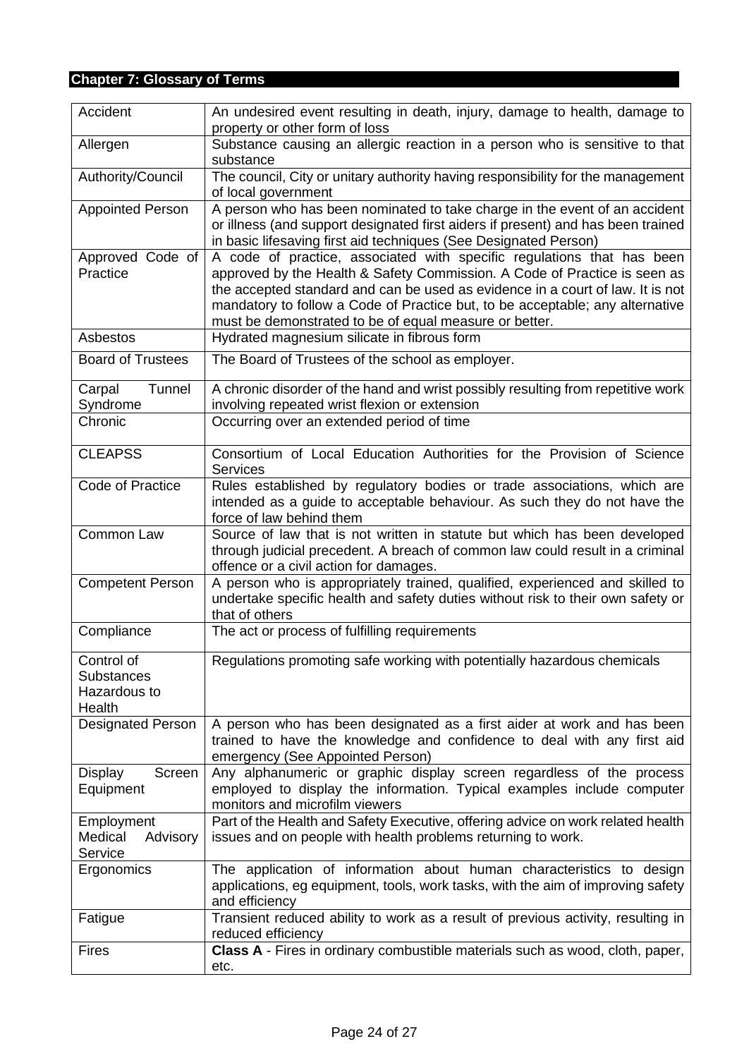## Chapter 7: Glossary of Terms

| | |
|---|---|
| Accident | An undesired event resulting in death, injury, damage to health, damage to property or other form of loss |
| Allergen | Substance causing an allergic reaction in a person who is sensitive to that substance |
| Authority/Council | The council, City or unitary authority having responsibility for the management of local government |
| Appointed Person | A person who has been nominated to take charge in the event of an accident or illness (and support designated first aiders if present) and has been trained in basic lifesaving first aid techniques (See Designated Person) |
| Approved Code of Practice | A code of practice, associated with specific regulations that has been approved by the Health & Safety Commission. A Code of Practice is seen as the accepted standard and can be used as evidence in a court of law. It is not mandatory to follow a Code of Practice but, to be acceptable; any alternative must be demonstrated to be of equal measure or better. |
| Asbestos | Hydrated magnesium silicate in fibrous form |
| Board of Trustees | The Board of Trustees of the school as employer. |
| Carpal Tunnel Syndrome | A chronic disorder of the hand and wrist possibly resulting from repetitive work involving repeated wrist flexion or extension |
| Chronic | Occurring over an extended period of time |
| CLEAPSS | Consortium of Local Education Authorities for the Provision of Science Services |
| Code of Practice | Rules established by regulatory bodies or trade associations, which are intended as a guide to acceptable behaviour. As such they do not have the force of law behind them |
| Common Law | Source of law that is not written in statute but which has been developed through judicial precedent. A breach of common law could result in a criminal offence or a civil action for damages. |
| Competent Person | A person who is appropriately trained, qualified, experienced and skilled to undertake specific health and safety duties without risk to their own safety or that of others |
| Compliance | The act or process of fulfilling requirements |
| Control of Substances Hazardous to Health | Regulations promoting safe working with potentially hazardous chemicals |
| Designated Person | A person who has been designated as a first aider at work and has been trained to have the knowledge and confidence to deal with any first aid emergency (See Appointed Person) |
| Display Screen Equipment | Any alphanumeric or graphic display screen regardless of the process employed to display the information. Typical examples include computer monitors and microfilm viewers |
| Employment Medical Advisory Service | Part of the Health and Safety Executive, offering advice on work related health issues and on people with health problems returning to work. |
| Ergonomics | The application of information about human characteristics to design applications, eg equipment, tools, work tasks, with the aim of improving safety and efficiency |
| Fatigue | Transient reduced ability to work as a result of previous activity, resulting in reduced efficiency |
| Fires | **Class A** - Fires in ordinary combustible materials such as wood, cloth, paper, etc. |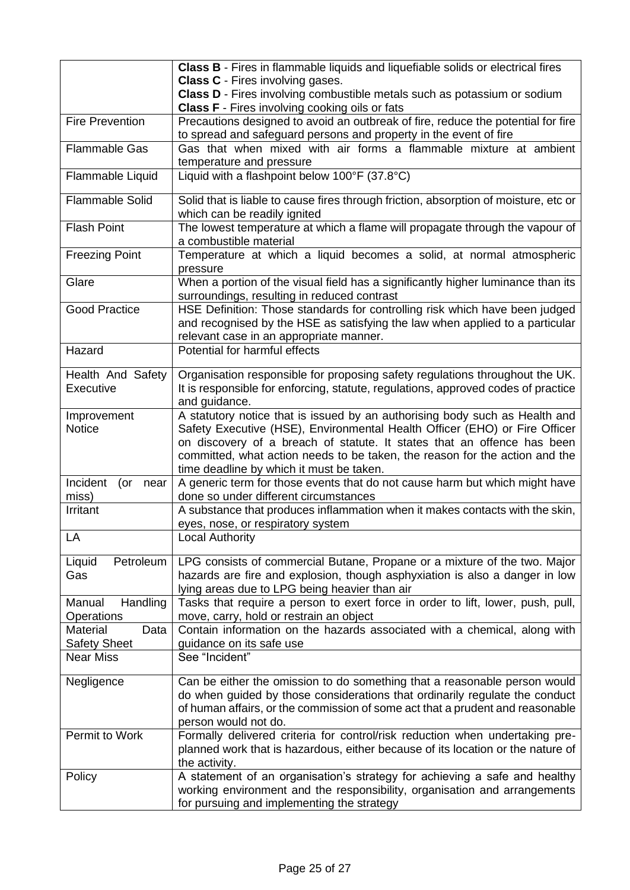| | |
|---|---|
| | **Class B** - Fires in flammable liquids and liquefiable solids or electrical fires<br>**Class C** - Fires involving gases.<br>**Class D** - Fires involving combustible metals such as potassium or sodium<br>**Class F** - Fires involving cooking oils or fats |
| Fire Prevention | Precautions designed to avoid an outbreak of fire, reduce the potential for fire to spread and safeguard persons and property in the event of fire |
| Flammable Gas | Gas that when mixed with air forms a flammable mixture at ambient temperature and pressure |
| Flammable Liquid | Liquid with a flashpoint below 100°F (37.8°C) |
| Flammable Solid | Solid that is liable to cause fires through friction, absorption of moisture, etc or which can be readily ignited |
| Flash Point | The lowest temperature at which a flame will propagate through the vapour of a combustible material |
| Freezing Point | Temperature at which a liquid becomes a solid, at normal atmospheric pressure |
| Glare | When a portion of the visual field has a significantly higher luminance than its surroundings, resulting in reduced contrast |
| Good Practice | HSE Definition: Those standards for controlling risk which have been judged and recognised by the HSE as satisfying the law when applied to a particular relevant case in an appropriate manner. |
| Hazard | Potential for harmful effects |
| Health And Safety Executive | Organisation responsible for proposing safety regulations throughout the UK. It is responsible for enforcing, statute, regulations, approved codes of practice and guidance. |
| Improvement Notice | A statutory notice that is issued by an authorising body such as Health and Safety Executive (HSE), Environmental Health Officer (EHO) or Fire Officer on discovery of a breach of statute. It states that an offence has been committed, what action needs to be taken, the reason for the action and the time deadline by which it must be taken. |
| Incident (or near miss) | A generic term for those events that do not cause harm but which might have done so under different circumstances |
| Irritant | A substance that produces inflammation when it makes contacts with the skin, eyes, nose, or respiratory system |
| LA | Local Authority |
| Liquid Petroleum Gas | LPG consists of commercial Butane, Propane or a mixture of the two. Major hazards are fire and explosion, though asphyxiation is also a danger in low lying areas due to LPG being heavier than air |
| Manual Handling Operations | Tasks that require a person to exert force in order to lift, lower, push, pull, move, carry, hold or restrain an object |
| Material Data Safety Sheet | Contain information on the hazards associated with a chemical, along with guidance on its safe use |
| Near Miss | See "Incident" |
| Negligence | Can be either the omission to do something that a reasonable person would do when guided by those considerations that ordinarily regulate the conduct of human affairs, or the commission of some act that a prudent and reasonable person would not do. |
| Permit to Work | Formally delivered criteria for control/risk reduction when undertaking pre-planned work that is hazardous, either because of its location or the nature of the activity. |
| Policy | A statement of an organisation's strategy for achieving a safe and healthy working environment and the responsibility, organisation and arrangements for pursuing and implementing the strategy |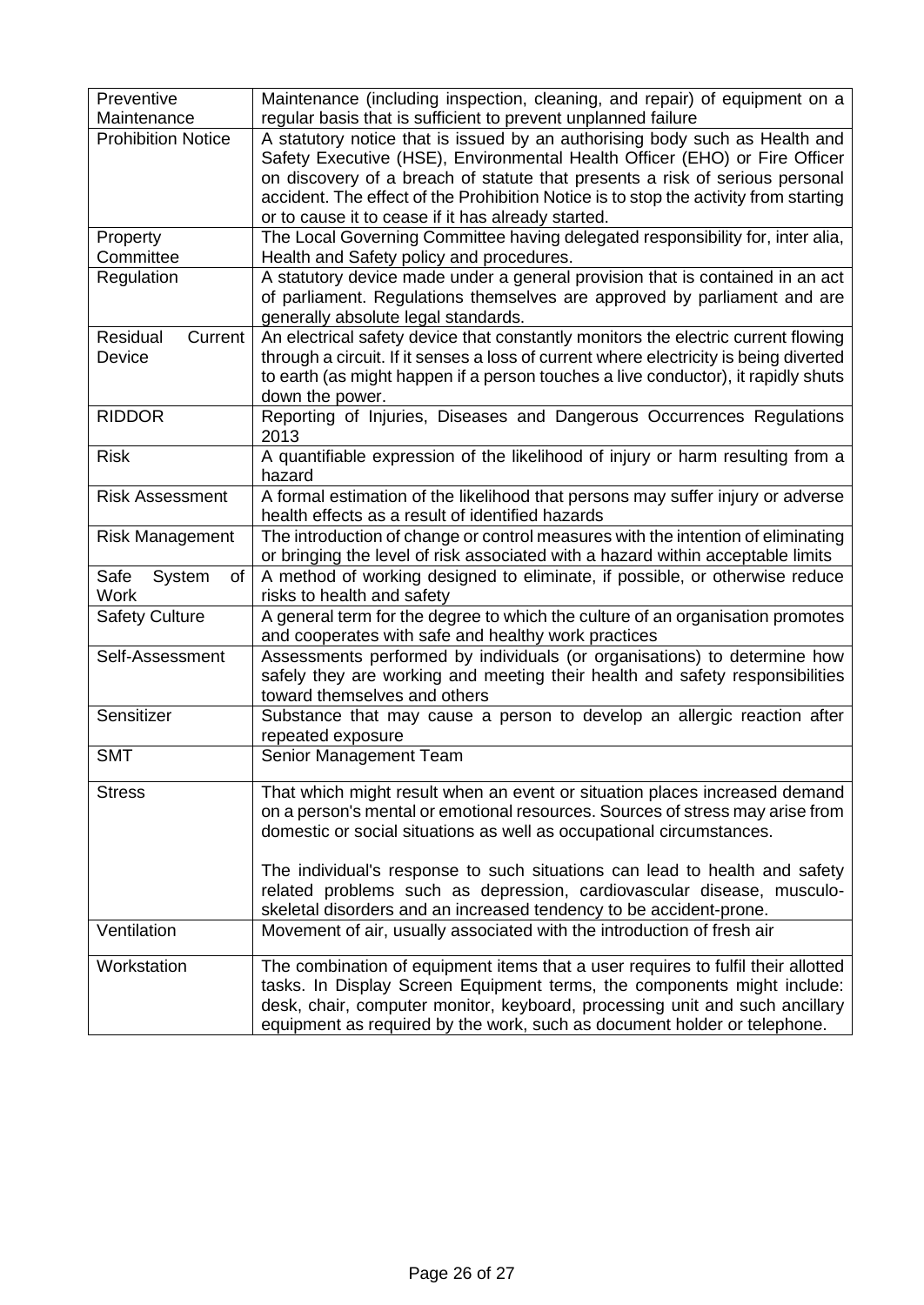| | |
|---|---|
| Preventive Maintenance | Maintenance (including inspection, cleaning, and repair) of equipment on a regular basis that is sufficient to prevent unplanned failure |
| Prohibition Notice | A statutory notice that is issued by an authorising body such as Health and Safety Executive (HSE), Environmental Health Officer (EHO) or Fire Officer on discovery of a breach of statute that presents a risk of serious personal accident. The effect of the Prohibition Notice is to stop the activity from starting or to cause it to cease if it has already started. |
| Property Committee | The Local Governing Committee having delegated responsibility for, inter alia, Health and Safety policy and procedures. |
| Regulation | A statutory device made under a general provision that is contained in an act of parliament. Regulations themselves are approved by parliament and are generally absolute legal standards. |
| Residual Current Device | An electrical safety device that constantly monitors the electric current flowing through a circuit. If it senses a loss of current where electricity is being diverted to earth (as might happen if a person touches a live conductor), it rapidly shuts down the power. |
| RIDDOR | Reporting of Injuries, Diseases and Dangerous Occurrences Regulations 2013 |
| Risk | A quantifiable expression of the likelihood of injury or harm resulting from a hazard |
| Risk Assessment | A formal estimation of the likelihood that persons may suffer injury or adverse health effects as a result of identified hazards |
| Risk Management | The introduction of change or control measures with the intention of eliminating or bringing the level of risk associated with a hazard within acceptable limits |
| Safe System of Work | A method of working designed to eliminate, if possible, or otherwise reduce risks to health and safety |
| Safety Culture | A general term for the degree to which the culture of an organisation promotes and cooperates with safe and healthy work practices |
| Self-Assessment | Assessments performed by individuals (or organisations) to determine how safely they are working and meeting their health and safety responsibilities toward themselves and others |
| Sensitizer | Substance that may cause a person to develop an allergic reaction after repeated exposure |
| SMT | Senior Management Team |
| Stress | That which might result when an event or situation places increased demand on a person's mental or emotional resources. Sources of stress may arise from domestic or social situations as well as occupational circumstances.<br><br>The individual's response to such situations can lead to health and safety related problems such as depression, cardiovascular disease, musculo-skeletal disorders and an increased tendency to be accident-prone. |
| Ventilation | Movement of air, usually associated with the introduction of fresh air |
| Workstation | The combination of equipment items that a user requires to fulfil their allotted tasks. In Display Screen Equipment terms, the components might include: desk, chair, computer monitor, keyboard, processing unit and such ancillary equipment as required by the work, such as document holder or telephone. |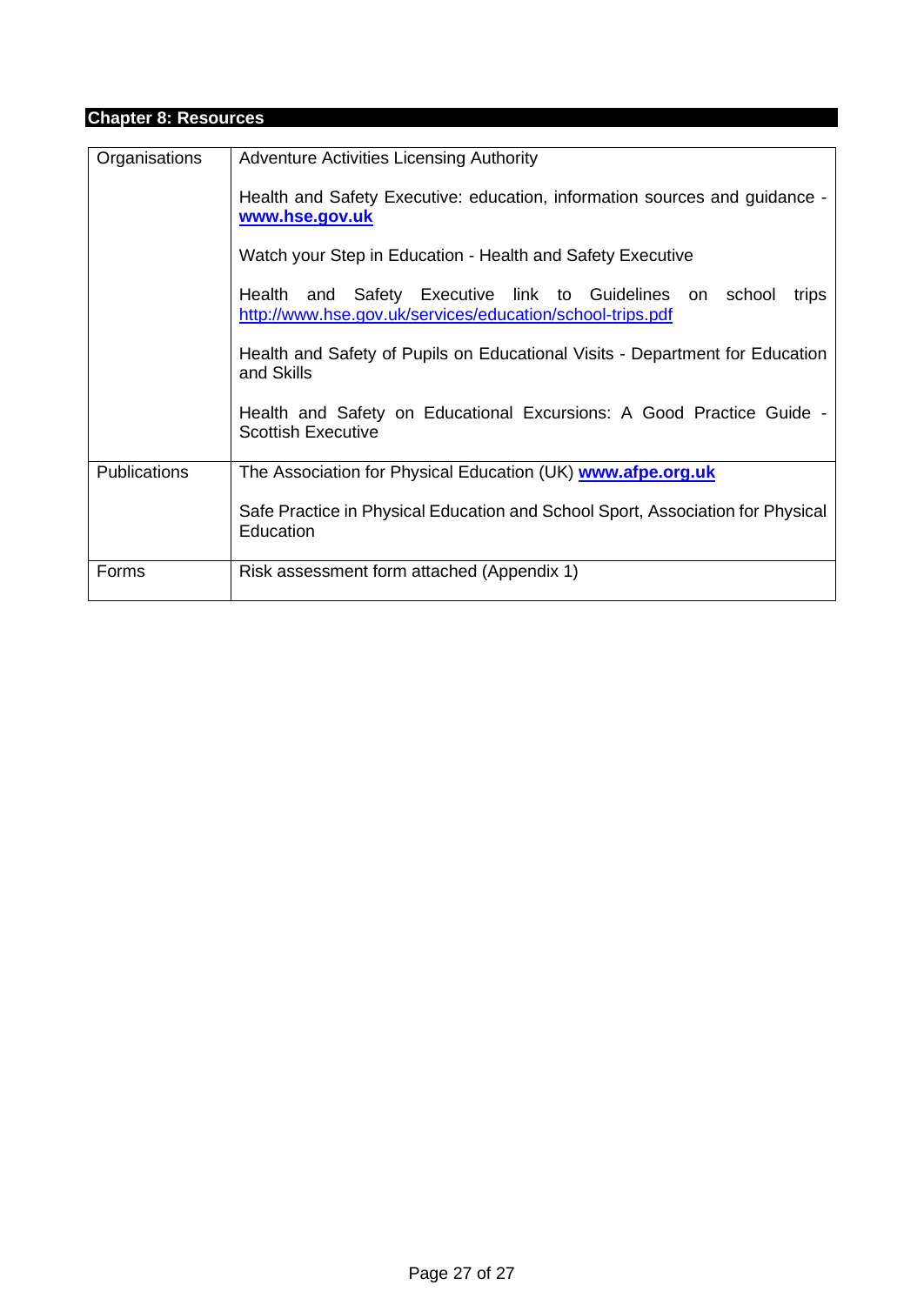## Chapter 8: Resources

| | |
|---|---|
| Organisations | Adventure Activities Licensing Authority<br><br>Health and Safety Executive: education, information sources and guidance - **www.hse.gov.uk**<br><br>Watch your Step in Education - Health and Safety Executive<br><br>Health and Safety Executive link to Guidelines on school trips http://www.hse.gov.uk/services/education/school-trips.pdf<br><br>Health and Safety of Pupils on Educational Visits - Department for Education and Skills<br><br>Health and Safety on Educational Excursions: A Good Practice Guide - Scottish Executive |
| Publications | The Association for Physical Education (UK) **www.afpe.org.uk**<br><br>Safe Practice in Physical Education and School Sport, Association for Physical Education |
| Forms | Risk assessment form attached (Appendix 1) |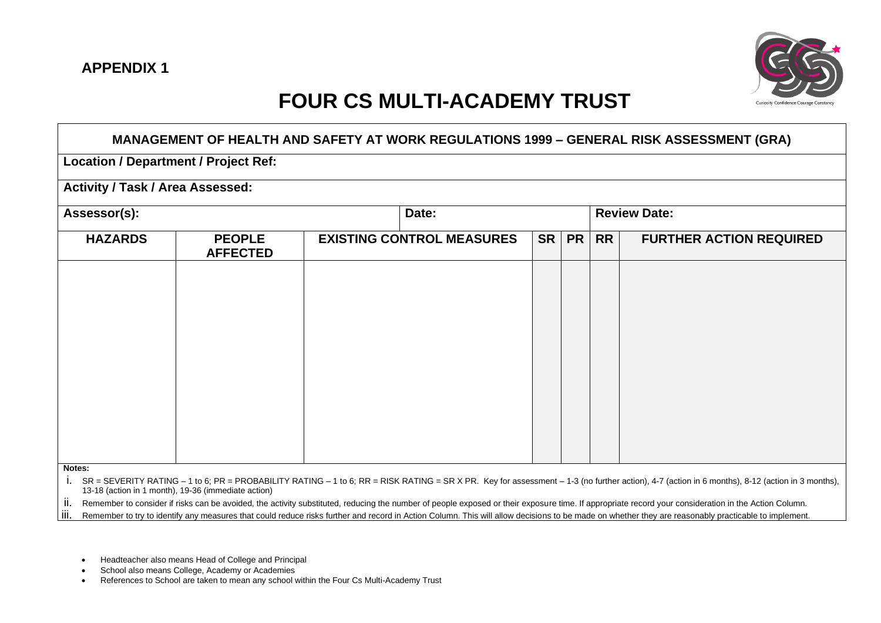**APPENDIX 1**

# FOUR CS MULTI-ACADEMY TRUST

## MANAGEMENT OF HEALTH AND SAFETY AT WORK REGULATIONS 1999 – GENERAL RISK ASSESSMENT (GRA)

**Location / Department / Project Ref:**

**Activity / Task / Area Assessed:**

| **Assessor(s):** | **Date:** | **Review Date:** |
|---|---|---|

| HAZARDS | PEOPLE AFFECTED | EXISTING CONTROL MEASURES | SR | PR | RR | FURTHER ACTION REQUIRED |
|---|---|---|---|---|---|---|
| | | | | | | |

**Notes:**

i. SR = SEVERITY RATING – 1 to 6; PR = PROBABILITY RATING – 1 to 6; RR = RISK RATING = SR X PR. Key for assessment – 1-3 (no further action), 4-7 (action in 6 months), 8-12 (action in 3 months), 13-18 (action in 1 month), 19-36 (immediate action)

ii. Remember to consider if risks can be avoided, the activity substituted, reducing the number of people exposed or their exposure time. If appropriate record your consideration in the Action Column.

iii. Remember to try to identify any measures that could reduce risks further and record in Action Column. This will allow decisions to be made on whether they are reasonably practicable to implement.

- Headteacher also means Head of College and Principal
- School also means College, Academy or Academies
- References to School are taken to mean any school within the Four Cs Multi-Academy Trust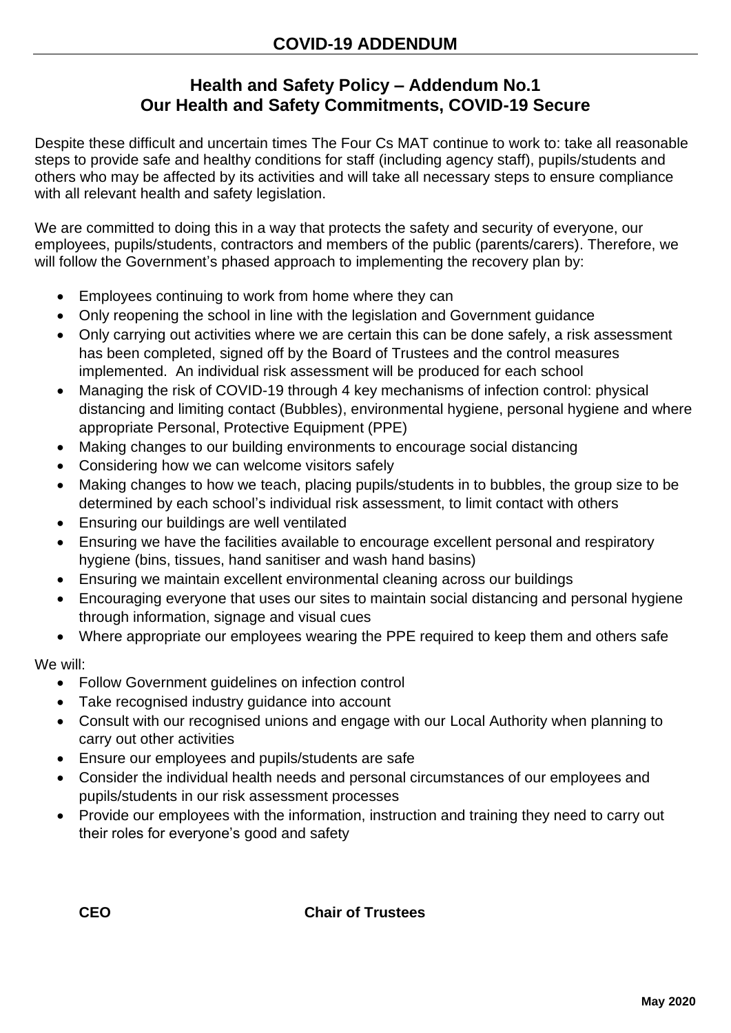# COVID-19 ADDENDUM

## Health and Safety Policy – Addendum No.1
## Our Health and Safety Commitments, COVID-19 Secure

Despite these difficult and uncertain times The Four Cs MAT continue to work to: take all reasonable steps to provide safe and healthy conditions for staff (including agency staff), pupils/students and others who may be affected by its activities and will take all necessary steps to ensure compliance with all relevant health and safety legislation.

We are committed to doing this in a way that protects the safety and security of everyone, our employees, pupils/students, contractors and members of the public (parents/carers). Therefore, we will follow the Government's phased approach to implementing the recovery plan by:

- Employees continuing to work from home where they can
- Only reopening the school in line with the legislation and Government guidance
- Only carrying out activities where we are certain this can be done safely, a risk assessment has been completed, signed off by the Board of Trustees and the control measures implemented. An individual risk assessment will be produced for each school
- Managing the risk of COVID-19 through 4 key mechanisms of infection control: physical distancing and limiting contact (Bubbles), environmental hygiene, personal hygiene and where appropriate Personal, Protective Equipment (PPE)
- Making changes to our building environments to encourage social distancing
- Considering how we can welcome visitors safely
- Making changes to how we teach, placing pupils/students in to bubbles, the group size to be determined by each school's individual risk assessment, to limit contact with others
- Ensuring our buildings are well ventilated
- Ensuring we have the facilities available to encourage excellent personal and respiratory hygiene (bins, tissues, hand sanitiser and wash hand basins)
- Ensuring we maintain excellent environmental cleaning across our buildings
- Encouraging everyone that uses our sites to maintain social distancing and personal hygiene through information, signage and visual cues
- Where appropriate our employees wearing the PPE required to keep them and others safe

We will:

- Follow Government guidelines on infection control
- Take recognised industry guidance into account
- Consult with our recognised unions and engage with our Local Authority when planning to carry out other activities
- Ensure our employees and pupils/students are safe
- Consider the individual health needs and personal circumstances of our employees and pupils/students in our risk assessment processes
- Provide our employees with the information, instruction and training they need to carry out their roles for everyone's good and safety

**CEO** **Chair of Trustees**

**May 2020**